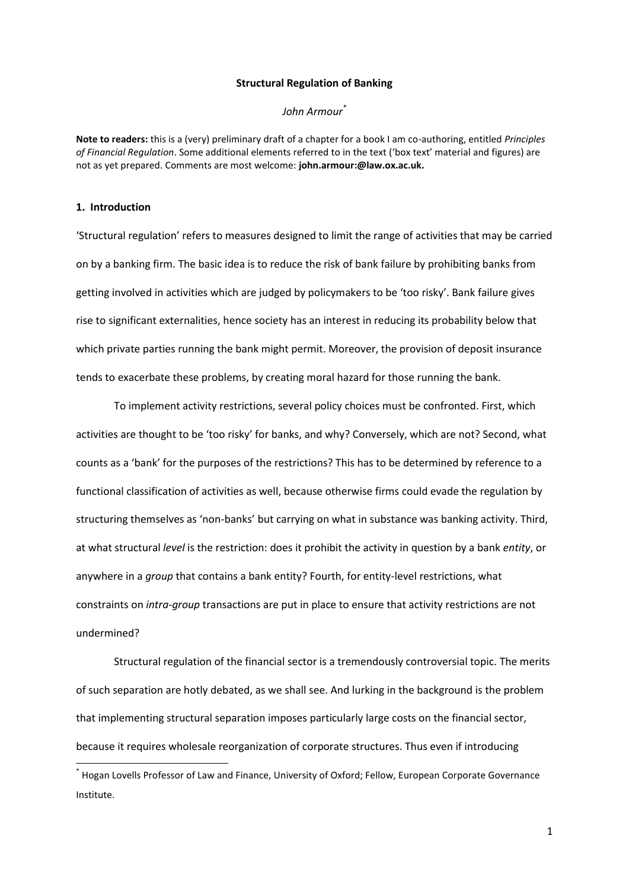**Structural Regulation of Banking**

*John Armour*[*]

**Note to readers:** this is a (very) preliminary draft of a chapter for a book I am co-authoring, entitled *Principles of Financial Regulation*. Some additional elements referred to in the text ('box text' material and figures) are not as yet prepared. Comments are most welcome: **john.armour:@law.ox.ac.uk.**

## 1. Introduction

'Structural regulation' refers to measures designed to limit the range of activities that may be carried on by a banking firm. The basic idea is to reduce the risk of bank failure by prohibiting banks from getting involved in activities which are judged by policymakers to be 'too risky'. Bank failure gives rise to significant externalities, hence society has an interest in reducing its probability below that which private parties running the bank might permit. Moreover, the provision of deposit insurance tends to exacerbate these problems, by creating moral hazard for those running the bank.

To implement activity restrictions, several policy choices must be confronted. First, which activities are thought to be 'too risky' for banks, and why? Conversely, which are not? Second, what counts as a 'bank' for the purposes of the restrictions? This has to be determined by reference to a functional classification of activities as well, because otherwise firms could evade the regulation by structuring themselves as 'non-banks' but carrying on what in substance was banking activity. Third, at what structural *level* is the restriction: does it prohibit the activity in question by a bank *entity*, or anywhere in a *group* that contains a bank entity? Fourth, for entity-level restrictions, what constraints on *intra-group* transactions are put in place to ensure that activity restrictions are not undermined?

Structural regulation of the financial sector is a tremendously controversial topic. The merits of such separation are hotly debated, as we shall see. And lurking in the background is the problem that implementing structural separation imposes particularly large costs on the financial sector, because it requires wholesale reorganization of corporate structures. Thus even if introducing

[*] Hogan Lovells Professor of Law and Finance, University of Oxford; Fellow, European Corporate Governance Institute.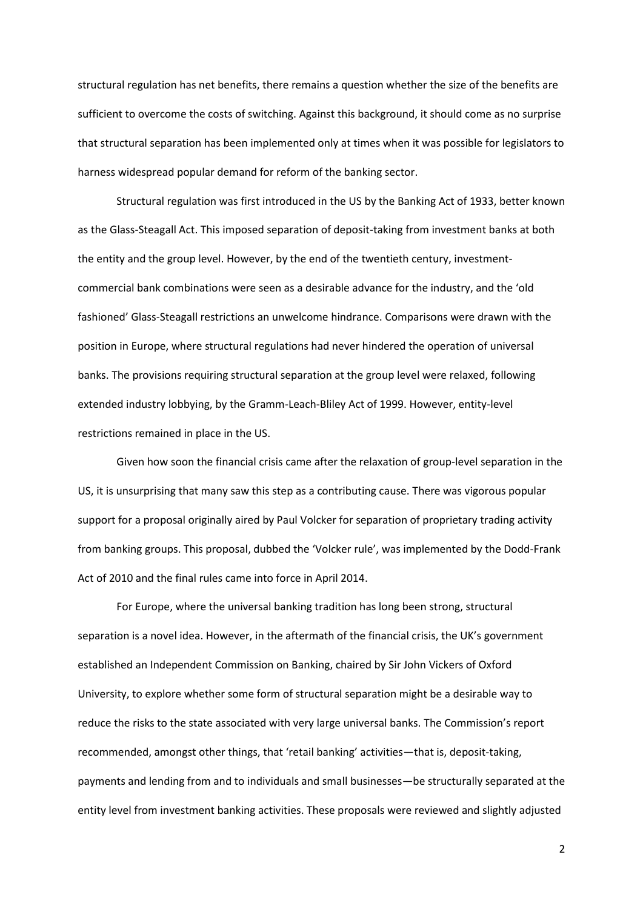structural regulation has net benefits, there remains a question whether the size of the benefits are sufficient to overcome the costs of switching. Against this background, it should come as no surprise that structural separation has been implemented only at times when it was possible for legislators to harness widespread popular demand for reform of the banking sector.

Structural regulation was first introduced in the US by the Banking Act of 1933, better known as the Glass-Steagall Act. This imposed separation of deposit-taking from investment banks at both the entity and the group level. However, by the end of the twentieth century, investment-commercial bank combinations were seen as a desirable advance for the industry, and the 'old fashioned' Glass-Steagall restrictions an unwelcome hindrance. Comparisons were drawn with the position in Europe, where structural regulations had never hindered the operation of universal banks. The provisions requiring structural separation at the group level were relaxed, following extended industry lobbying, by the Gramm-Leach-Bliley Act of 1999. However, entity-level restrictions remained in place in the US.

Given how soon the financial crisis came after the relaxation of group-level separation in the US, it is unsurprising that many saw this step as a contributing cause. There was vigorous popular support for a proposal originally aired by Paul Volcker for separation of proprietary trading activity from banking groups. This proposal, dubbed the 'Volcker rule', was implemented by the Dodd-Frank Act of 2010 and the final rules came into force in April 2014.

For Europe, where the universal banking tradition has long been strong, structural separation is a novel idea. However, in the aftermath of the financial crisis, the UK's government established an Independent Commission on Banking, chaired by Sir John Vickers of Oxford University, to explore whether some form of structural separation might be a desirable way to reduce the risks to the state associated with very large universal banks. The Commission's report recommended, amongst other things, that 'retail banking' activities—that is, deposit-taking, payments and lending from and to individuals and small businesses—be structurally separated at the entity level from investment banking activities. These proposals were reviewed and slightly adjusted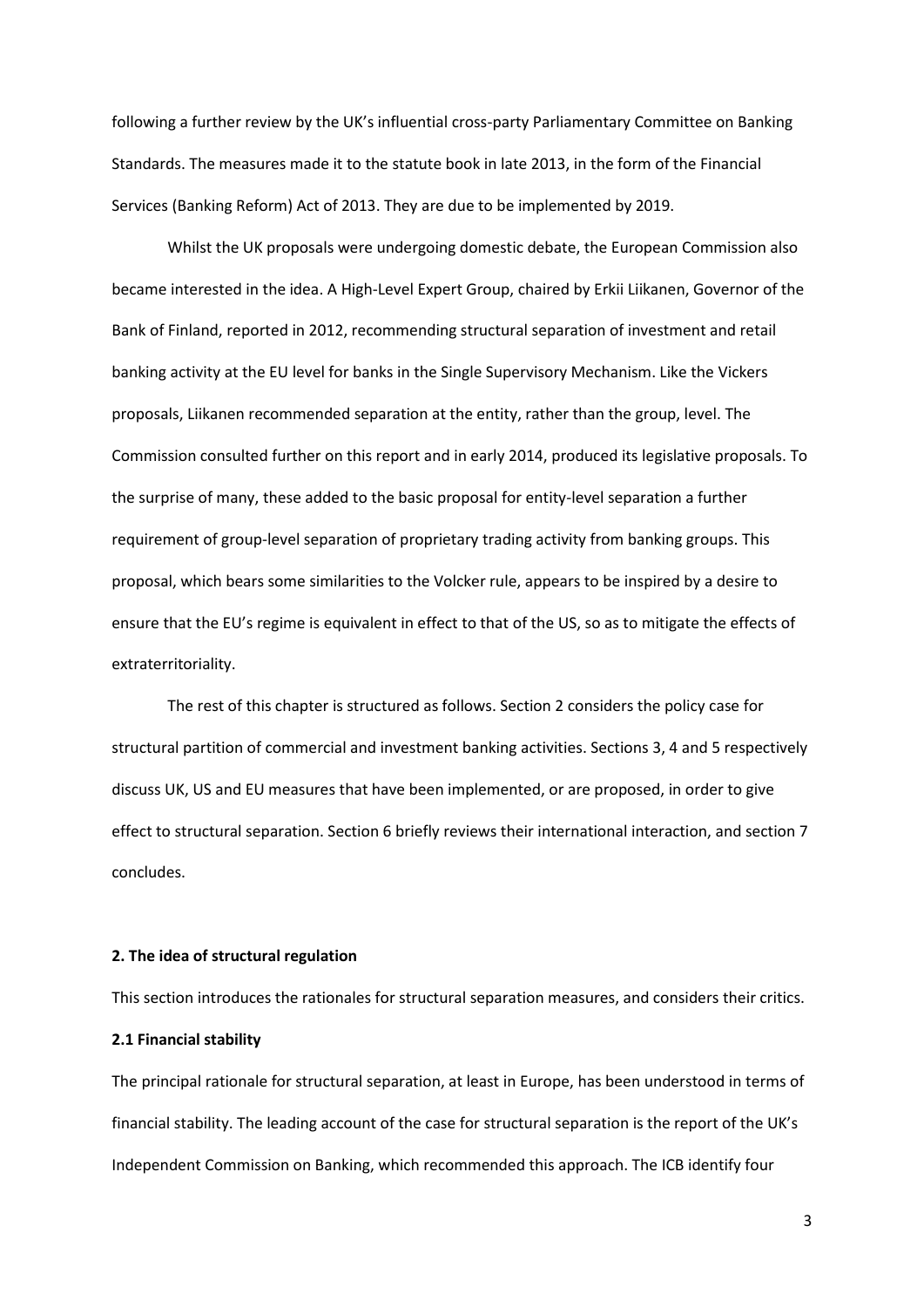following a further review by the UK's influential cross-party Parliamentary Committee on Banking Standards. The measures made it to the statute book in late 2013, in the form of the Financial Services (Banking Reform) Act of 2013. They are due to be implemented by 2019.

Whilst the UK proposals were undergoing domestic debate, the European Commission also became interested in the idea. A High-Level Expert Group, chaired by Erkii Liikanen, Governor of the Bank of Finland, reported in 2012, recommending structural separation of investment and retail banking activity at the EU level for banks in the Single Supervisory Mechanism. Like the Vickers proposals, Liikanen recommended separation at the entity, rather than the group, level. The Commission consulted further on this report and in early 2014, produced its legislative proposals. To the surprise of many, these added to the basic proposal for entity-level separation a further requirement of group-level separation of proprietary trading activity from banking groups. This proposal, which bears some similarities to the Volcker rule, appears to be inspired by a desire to ensure that the EU's regime is equivalent in effect to that of the US, so as to mitigate the effects of extraterritoriality.

The rest of this chapter is structured as follows. Section 2 considers the policy case for structural partition of commercial and investment banking activities. Sections 3, 4 and 5 respectively discuss UK, US and EU measures that have been implemented, or are proposed, in order to give effect to structural separation. Section 6 briefly reviews their international interaction, and section 7 concludes.

## 2. The idea of structural regulation

This section introduces the rationales for structural separation measures, and considers their critics.

### 2.1 Financial stability

The principal rationale for structural separation, at least in Europe, has been understood in terms of financial stability. The leading account of the case for structural separation is the report of the UK's Independent Commission on Banking, which recommended this approach. The ICB identify four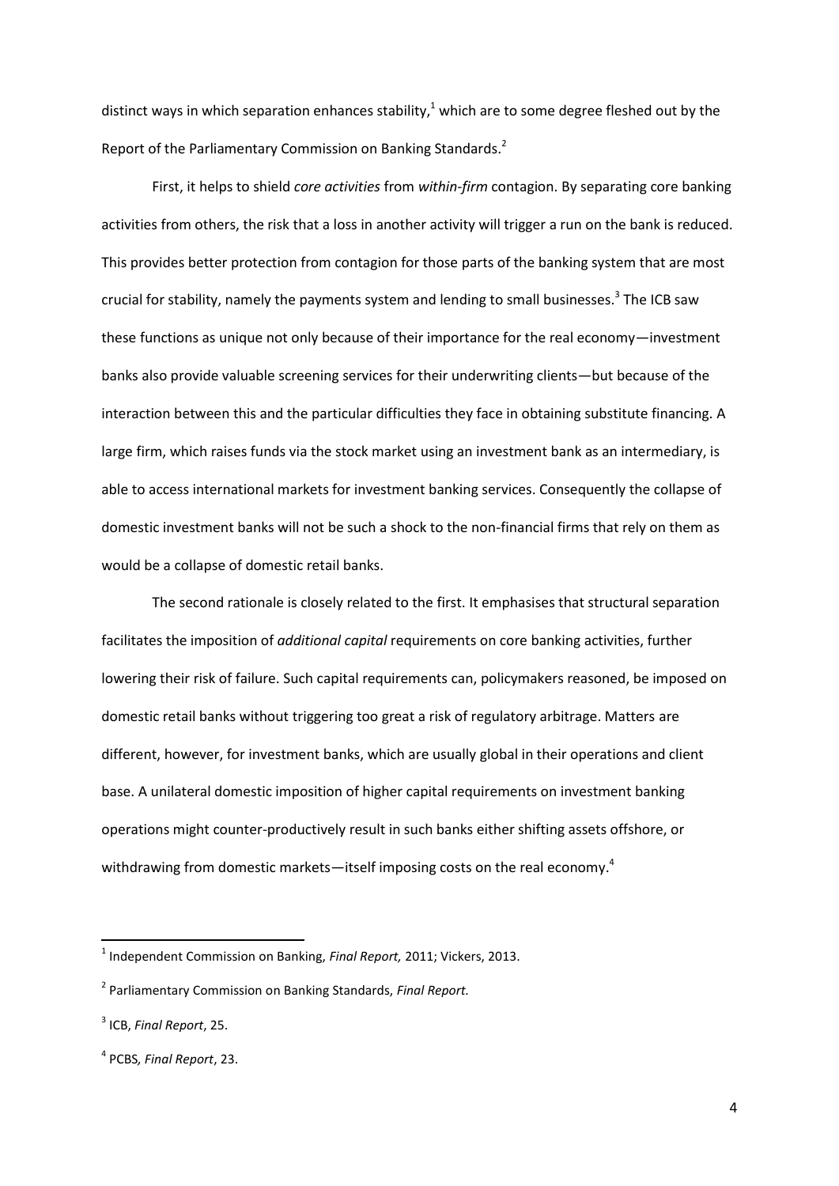distinct ways in which separation enhances stability,[1] which are to some degree fleshed out by the Report of the Parliamentary Commission on Banking Standards.[2]

First, it helps to shield *core activities* from *within-firm* contagion. By separating core banking activities from others, the risk that a loss in another activity will trigger a run on the bank is reduced. This provides better protection from contagion for those parts of the banking system that are most crucial for stability, namely the payments system and lending to small businesses.[3] The ICB saw these functions as unique not only because of their importance for the real economy—investment banks also provide valuable screening services for their underwriting clients—but because of the interaction between this and the particular difficulties they face in obtaining substitute financing. A large firm, which raises funds via the stock market using an investment bank as an intermediary, is able to access international markets for investment banking services. Consequently the collapse of domestic investment banks will not be such a shock to the non-financial firms that rely on them as would be a collapse of domestic retail banks.

The second rationale is closely related to the first. It emphasises that structural separation facilitates the imposition of *additional capital* requirements on core banking activities, further lowering their risk of failure. Such capital requirements can, policymakers reasoned, be imposed on domestic retail banks without triggering too great a risk of regulatory arbitrage. Matters are different, however, for investment banks, which are usually global in their operations and client base. A unilateral domestic imposition of higher capital requirements on investment banking operations might counter-productively result in such banks either shifting assets offshore, or withdrawing from domestic markets—itself imposing costs on the real economy.[4]

---

[1] Independent Commission on Banking, *Final Report,* 2011; Vickers, 2013.

[2] Parliamentary Commission on Banking Standards, *Final Report.*

[3] ICB, *Final Report*, 25.

[4] PCBS*, Final Report*, 23.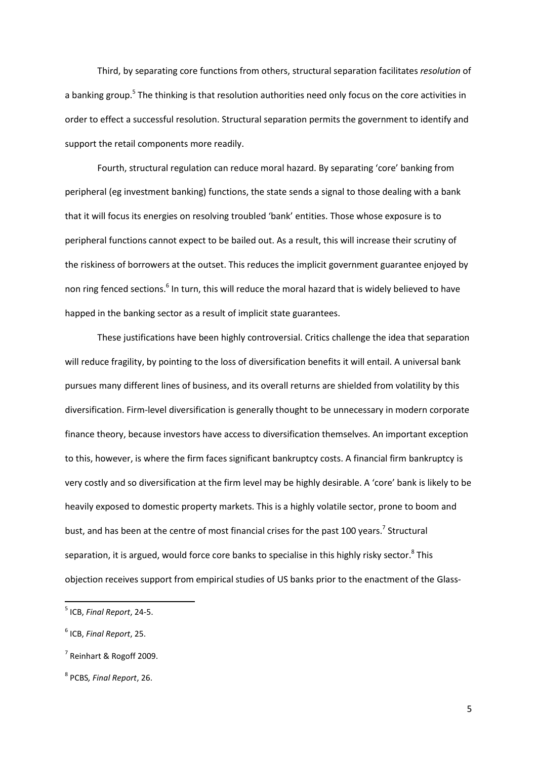Third, by separating core functions from others, structural separation facilitates *resolution* of a banking group.[5] The thinking is that resolution authorities need only focus on the core activities in order to effect a successful resolution. Structural separation permits the government to identify and support the retail components more readily.

Fourth, structural regulation can reduce moral hazard. By separating 'core' banking from peripheral (eg investment banking) functions, the state sends a signal to those dealing with a bank that it will focus its energies on resolving troubled 'bank' entities. Those whose exposure is to peripheral functions cannot expect to be bailed out. As a result, this will increase their scrutiny of the riskiness of borrowers at the outset. This reduces the implicit government guarantee enjoyed by non ring fenced sections.[6] In turn, this will reduce the moral hazard that is widely believed to have happed in the banking sector as a result of implicit state guarantees.

These justifications have been highly controversial. Critics challenge the idea that separation will reduce fragility, by pointing to the loss of diversification benefits it will entail. A universal bank pursues many different lines of business, and its overall returns are shielded from volatility by this diversification. Firm-level diversification is generally thought to be unnecessary in modern corporate finance theory, because investors have access to diversification themselves. An important exception to this, however, is where the firm faces significant bankruptcy costs. A financial firm bankruptcy is very costly and so diversification at the firm level may be highly desirable. A 'core' bank is likely to be heavily exposed to domestic property markets. This is a highly volatile sector, prone to boom and bust, and has been at the centre of most financial crises for the past 100 years.[7] Structural separation, it is argued, would force core banks to specialise in this highly risky sector.[8] This objection receives support from empirical studies of US banks prior to the enactment of the Glass-

---

[5] ICB, *Final Report*, 24-5.

[6] ICB, *Final Report*, 25.

[7] Reinhart & Rogoff 2009.

[8] PCBS*, Final Report*, 26.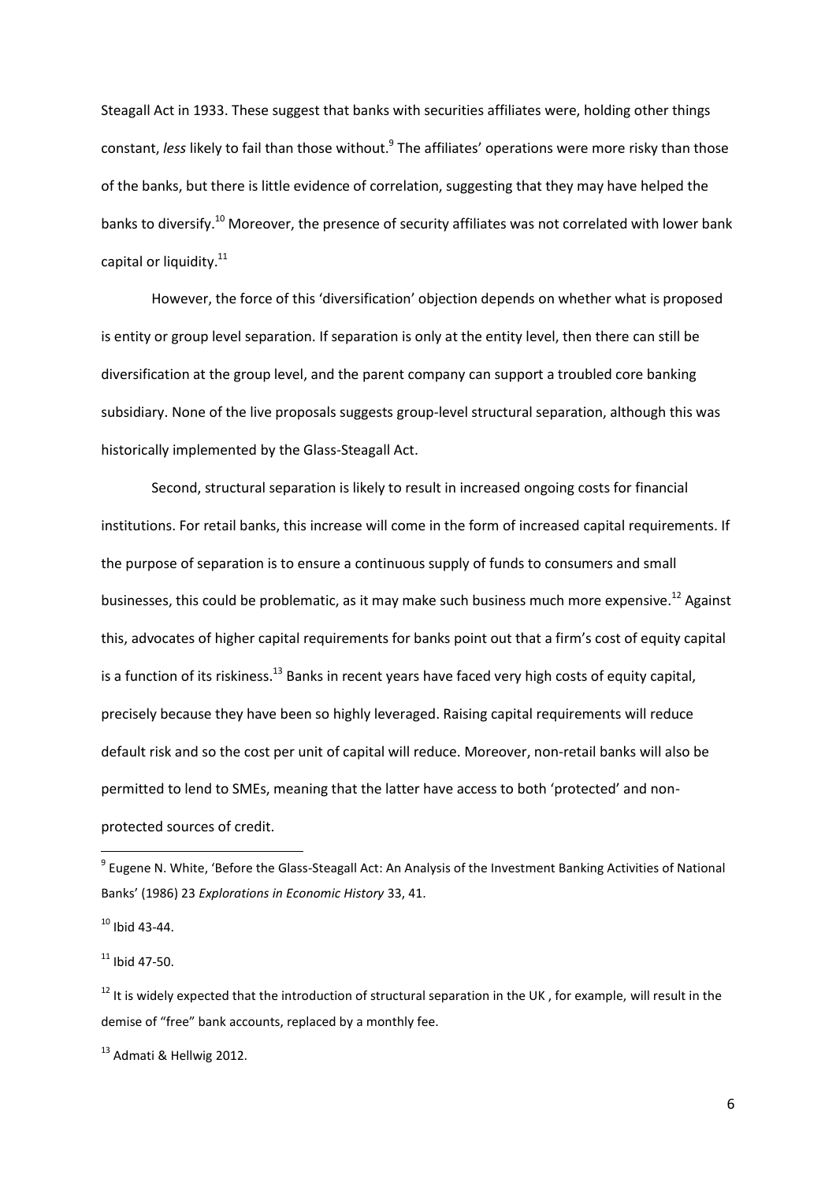Steagall Act in 1933. These suggest that banks with securities affiliates were, holding other things constant, *less* likely to fail than those without.[9] The affiliates' operations were more risky than those of the banks, but there is little evidence of correlation, suggesting that they may have helped the banks to diversify.[10] Moreover, the presence of security affiliates was not correlated with lower bank capital or liquidity.[11]

However, the force of this 'diversification' objection depends on whether what is proposed is entity or group level separation. If separation is only at the entity level, then there can still be diversification at the group level, and the parent company can support a troubled core banking subsidiary. None of the live proposals suggests group-level structural separation, although this was historically implemented by the Glass-Steagall Act.

Second, structural separation is likely to result in increased ongoing costs for financial institutions. For retail banks, this increase will come in the form of increased capital requirements. If the purpose of separation is to ensure a continuous supply of funds to consumers and small businesses, this could be problematic, as it may make such business much more expensive.[12] Against this, advocates of higher capital requirements for banks point out that a firm's cost of equity capital is a function of its riskiness.[13] Banks in recent years have faced very high costs of equity capital, precisely because they have been so highly leveraged. Raising capital requirements will reduce default risk and so the cost per unit of capital will reduce. Moreover, non-retail banks will also be permitted to lend to SMEs, meaning that the latter have access to both 'protected' and non-protected sources of credit.

---

[9] Eugene N. White, 'Before the Glass-Steagall Act: An Analysis of the Investment Banking Activities of National Banks' (1986) 23 *Explorations in Economic History* 33, 41.

[10] Ibid 43-44.

[11] Ibid 47-50.

[12] It is widely expected that the introduction of structural separation in the UK , for example, will result in the demise of "free" bank accounts, replaced by a monthly fee.

[13] Admati & Hellwig 2012.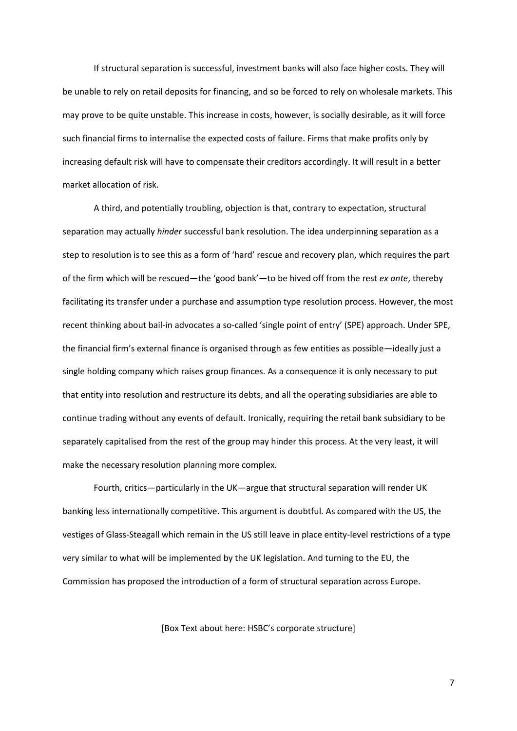If structural separation is successful, investment banks will also face higher costs. They will be unable to rely on retail deposits for financing, and so be forced to rely on wholesale markets. This may prove to be quite unstable. This increase in costs, however, is socially desirable, as it will force such financial firms to internalise the expected costs of failure. Firms that make profits only by increasing default risk will have to compensate their creditors accordingly. It will result in a better market allocation of risk.

A third, and potentially troubling, objection is that, contrary to expectation, structural separation may actually *hinder* successful bank resolution. The idea underpinning separation as a step to resolution is to see this as a form of 'hard' rescue and recovery plan, which requires the part of the firm which will be rescued—the 'good bank'—to be hived off from the rest *ex ante*, thereby facilitating its transfer under a purchase and assumption type resolution process. However, the most recent thinking about bail-in advocates a so-called 'single point of entry' (SPE) approach. Under SPE, the financial firm's external finance is organised through as few entities as possible—ideally just a single holding company which raises group finances. As a consequence it is only necessary to put that entity into resolution and restructure its debts, and all the operating subsidiaries are able to continue trading without any events of default. Ironically, requiring the retail bank subsidiary to be separately capitalised from the rest of the group may hinder this process. At the very least, it will make the necessary resolution planning more complex.

Fourth, critics—particularly in the UK—argue that structural separation will render UK banking less internationally competitive. This argument is doubtful. As compared with the US, the vestiges of Glass-Steagall which remain in the US still leave in place entity-level restrictions of a type very similar to what will be implemented by the UK legislation. And turning to the EU, the Commission has proposed the introduction of a form of structural separation across Europe.

[Box Text about here: HSBC's corporate structure]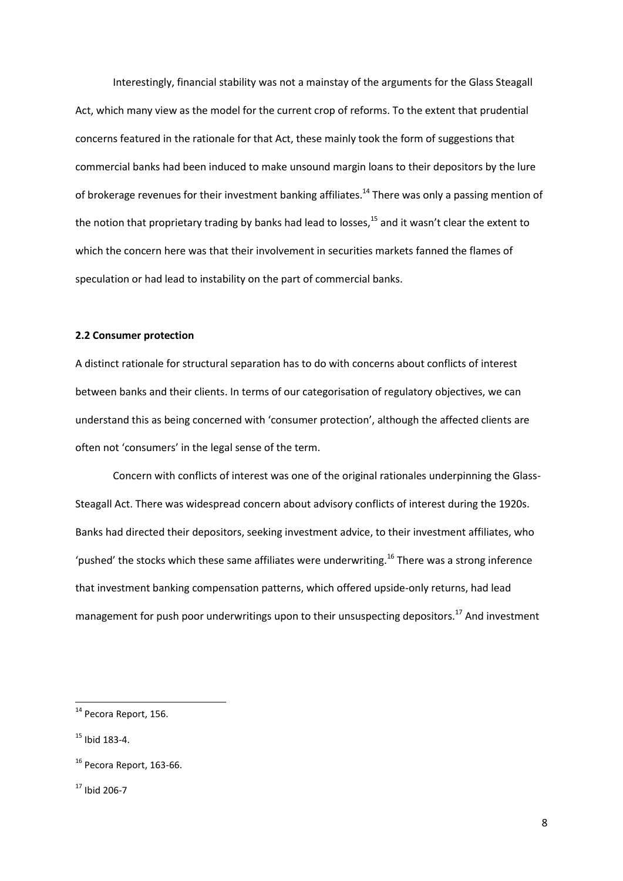Interestingly, financial stability was not a mainstay of the arguments for the Glass Steagall Act, which many view as the model for the current crop of reforms. To the extent that prudential concerns featured in the rationale for that Act, these mainly took the form of suggestions that commercial banks had been induced to make unsound margin loans to their depositors by the lure of brokerage revenues for their investment banking affiliates.[14] There was only a passing mention of the notion that proprietary trading by banks had lead to losses,[15] and it wasn't clear the extent to which the concern here was that their involvement in securities markets fanned the flames of speculation or had lead to instability on the part of commercial banks.

### 2.2 Consumer protection

A distinct rationale for structural separation has to do with concerns about conflicts of interest between banks and their clients. In terms of our categorisation of regulatory objectives, we can understand this as being concerned with 'consumer protection', although the affected clients are often not 'consumers' in the legal sense of the term.

Concern with conflicts of interest was one of the original rationales underpinning the Glass-Steagall Act. There was widespread concern about advisory conflicts of interest during the 1920s. Banks had directed their depositors, seeking investment advice, to their investment affiliates, who 'pushed' the stocks which these same affiliates were underwriting.[16] There was a strong inference that investment banking compensation patterns, which offered upside-only returns, had lead management for push poor underwritings upon to their unsuspecting depositors.[17] And investment

[14] Pecora Report, 156.

[15] Ibid 183-4.

[16] Pecora Report, 163-66.

[17] Ibid 206-7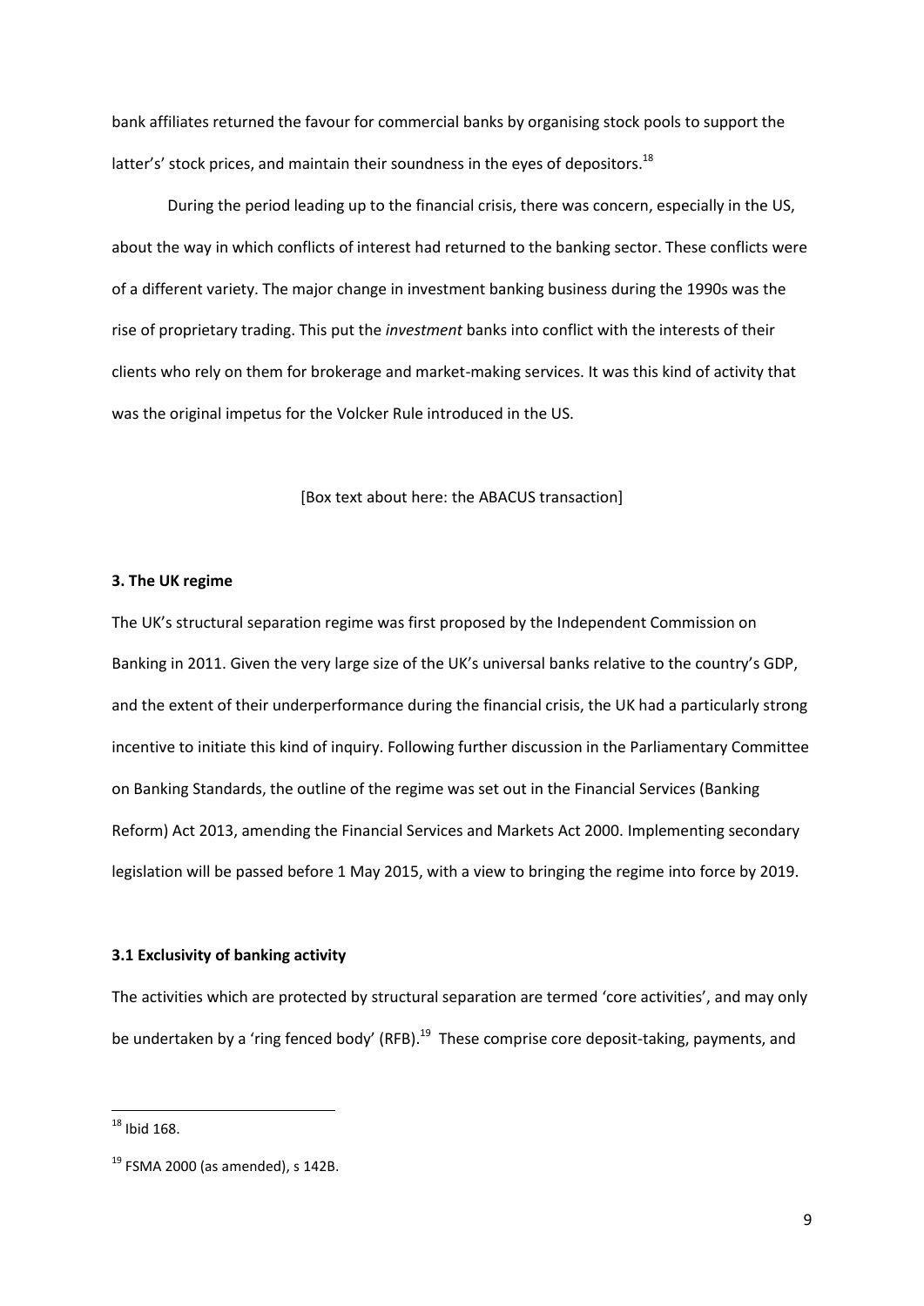bank affiliates returned the favour for commercial banks by organising stock pools to support the latter's' stock prices, and maintain their soundness in the eyes of depositors.[18]

During the period leading up to the financial crisis, there was concern, especially in the US, about the way in which conflicts of interest had returned to the banking sector. These conflicts were of a different variety. The major change in investment banking business during the 1990s was the rise of proprietary trading. This put the *investment* banks into conflict with the interests of their clients who rely on them for brokerage and market-making services. It was this kind of activity that was the original impetus for the Volcker Rule introduced in the US.

[Box text about here: the ABACUS transaction]

### 3. The UK regime

The UK's structural separation regime was first proposed by the Independent Commission on Banking in 2011. Given the very large size of the UK's universal banks relative to the country's GDP, and the extent of their underperformance during the financial crisis, the UK had a particularly strong incentive to initiate this kind of inquiry. Following further discussion in the Parliamentary Committee on Banking Standards, the outline of the regime was set out in the Financial Services (Banking Reform) Act 2013, amending the Financial Services and Markets Act 2000. Implementing secondary legislation will be passed before 1 May 2015, with a view to bringing the regime into force by 2019.

#### 3.1 Exclusivity of banking activity

The activities which are protected by structural separation are termed 'core activities', and may only be undertaken by a 'ring fenced body' (RFB).[19] These comprise core deposit-taking, payments, and

---

[18] Ibid 168.

[19] FSMA 2000 (as amended), s 142B.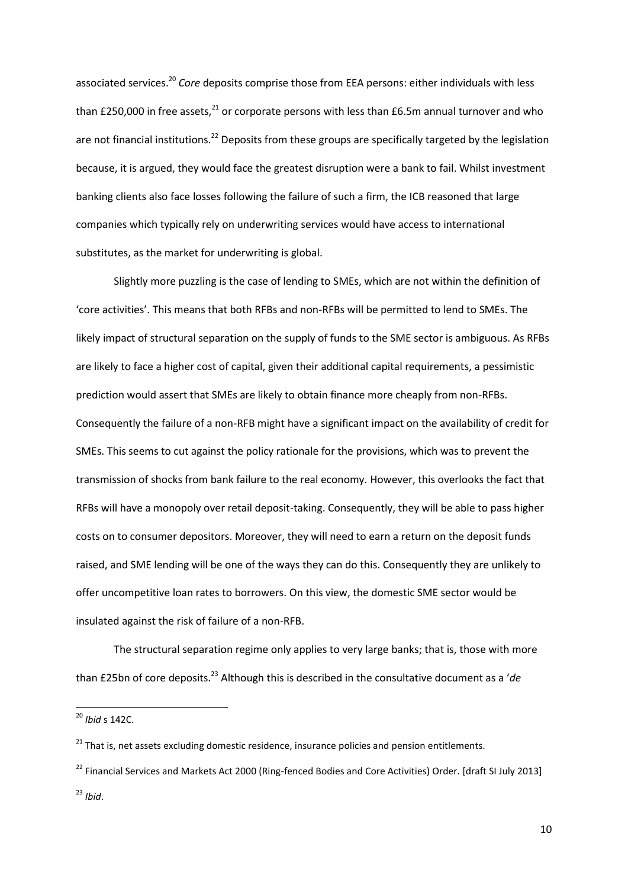associated services.[20] *Core* deposits comprise those from EEA persons: either individuals with less than £250,000 in free assets,[21] or corporate persons with less than £6.5m annual turnover and who are not financial institutions.[22] Deposits from these groups are specifically targeted by the legislation because, it is argued, they would face the greatest disruption were a bank to fail. Whilst investment banking clients also face losses following the failure of such a firm, the ICB reasoned that large companies which typically rely on underwriting services would have access to international substitutes, as the market for underwriting is global.

Slightly more puzzling is the case of lending to SMEs, which are not within the definition of 'core activities'. This means that both RFBs and non-RFBs will be permitted to lend to SMEs. The likely impact of structural separation on the supply of funds to the SME sector is ambiguous. As RFBs are likely to face a higher cost of capital, given their additional capital requirements, a pessimistic prediction would assert that SMEs are likely to obtain finance more cheaply from non-RFBs. Consequently the failure of a non-RFB might have a significant impact on the availability of credit for SMEs. This seems to cut against the policy rationale for the provisions, which was to prevent the transmission of shocks from bank failure to the real economy. However, this overlooks the fact that RFBs will have a monopoly over retail deposit-taking. Consequently, they will be able to pass higher costs on to consumer depositors. Moreover, they will need to earn a return on the deposit funds raised, and SME lending will be one of the ways they can do this. Consequently they are unlikely to offer uncompetitive loan rates to borrowers. On this view, the domestic SME sector would be insulated against the risk of failure of a non-RFB.

The structural separation regime only applies to very large banks; that is, those with more than £25bn of core deposits.[23] Although this is described in the consultative document as a '*de*

---

[20] *Ibid* s 142C.

[21] That is, net assets excluding domestic residence, insurance policies and pension entitlements.

[22] Financial Services and Markets Act 2000 (Ring-fenced Bodies and Core Activities) Order. [draft SI July 2013]

[23] *Ibid*.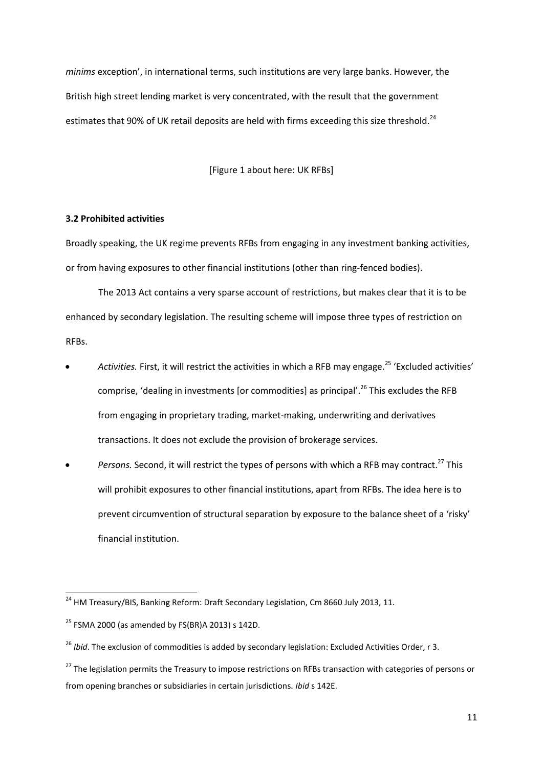*minims* exception', in international terms, such institutions are very large banks. However, the British high street lending market is very concentrated, with the result that the government estimates that 90% of UK retail deposits are held with firms exceeding this size threshold.[24]

[Figure 1 about here: UK RFBs]

### 3.2 Prohibited activities

Broadly speaking, the UK regime prevents RFBs from engaging in any investment banking activities, or from having exposures to other financial institutions (other than ring-fenced bodies).

The 2013 Act contains a very sparse account of restrictions, but makes clear that it is to be enhanced by secondary legislation. The resulting scheme will impose three types of restriction on RFBs.

- *Activities.* First, it will restrict the activities in which a RFB may engage.[25] 'Excluded activities' comprise, 'dealing in investments [or commodities] as principal'.[26] This excludes the RFB from engaging in proprietary trading, market-making, underwriting and derivatives transactions. It does not exclude the provision of brokerage services.
- *Persons.* Second, it will restrict the types of persons with which a RFB may contract.[27] This will prohibit exposures to other financial institutions, apart from RFBs. The idea here is to prevent circumvention of structural separation by exposure to the balance sheet of a 'risky' financial institution.

---

[24] HM Treasury/BIS, Banking Reform: Draft Secondary Legislation, Cm 8660 July 2013, 11.

[25] FSMA 2000 (as amended by FS(BR)A 2013) s 142D.

[26] *Ibid*. The exclusion of commodities is added by secondary legislation: Excluded Activities Order, r 3.

[27] The legislation permits the Treasury to impose restrictions on RFBs transaction with categories of persons or from opening branches or subsidiaries in certain jurisdictions. *Ibid* s 142E.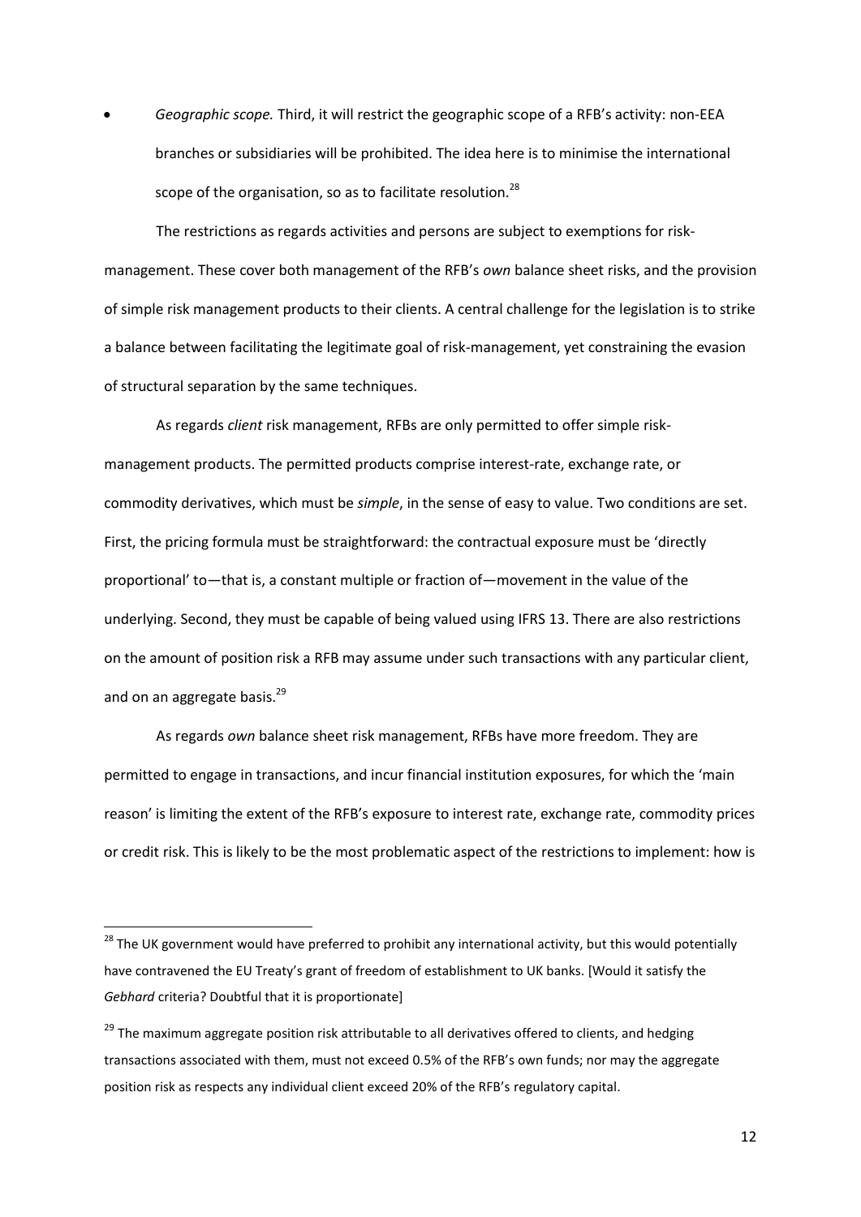- *Geographic scope.* Third, it will restrict the geographic scope of a RFB's activity: non-EEA branches or subsidiaries will be prohibited. The idea here is to minimise the international scope of the organisation, so as to facilitate resolution.[28]

The restrictions as regards activities and persons are subject to exemptions for risk-management. These cover both management of the RFB's *own* balance sheet risks, and the provision of simple risk management products to their clients. A central challenge for the legislation is to strike a balance between facilitating the legitimate goal of risk-management, yet constraining the evasion of structural separation by the same techniques.

As regards *client* risk management, RFBs are only permitted to offer simple risk-management products. The permitted products comprise interest-rate, exchange rate, or commodity derivatives, which must be *simple*, in the sense of easy to value. Two conditions are set. First, the pricing formula must be straightforward: the contractual exposure must be 'directly proportional' to—that is, a constant multiple or fraction of—movement in the value of the underlying. Second, they must be capable of being valued using IFRS 13. There are also restrictions on the amount of position risk a RFB may assume under such transactions with any particular client, and on an aggregate basis.[29]

As regards *own* balance sheet risk management, RFBs have more freedom. They are permitted to engage in transactions, and incur financial institution exposures, for which the 'main reason' is limiting the extent of the RFB's exposure to interest rate, exchange rate, commodity prices or credit risk. This is likely to be the most problematic aspect of the restrictions to implement: how is

---

[28] The UK government would have preferred to prohibit any international activity, but this would potentially have contravened the EU Treaty's grant of freedom of establishment to UK banks. [Would it satisfy the *Gebhard* criteria? Doubtful that it is proportionate]

[29] The maximum aggregate position risk attributable to all derivatives offered to clients, and hedging transactions associated with them, must not exceed 0.5% of the RFB's own funds; nor may the aggregate position risk as respects any individual client exceed 20% of the RFB's regulatory capital.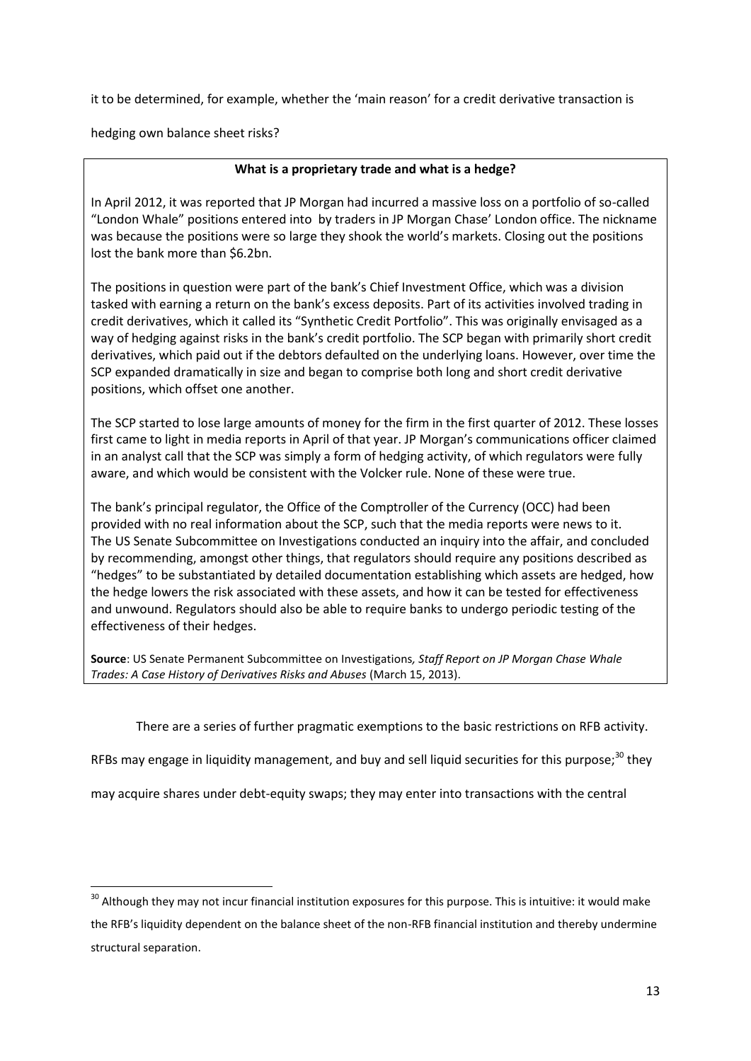it to be determined, for example, whether the 'main reason' for a credit derivative transaction is hedging own balance sheet risks?

> **What is a proprietary trade and what is a hedge?**
>
> In April 2012, it was reported that JP Morgan had incurred a massive loss on a portfolio of so-called "London Whale" positions entered into by traders in JP Morgan Chase' London office. The nickname was because the positions were so large they shook the world's markets. Closing out the positions lost the bank more than \$6.2bn.
>
> The positions in question were part of the bank's Chief Investment Office, which was a division tasked with earning a return on the bank's excess deposits. Part of its activities involved trading in credit derivatives, which it called its "Synthetic Credit Portfolio". This was originally envisaged as a way of hedging against risks in the bank's credit portfolio. The SCP began with primarily short credit derivatives, which paid out if the debtors defaulted on the underlying loans. However, over time the SCP expanded dramatically in size and began to comprise both long and short credit derivative positions, which offset one another.
>
> The SCP started to lose large amounts of money for the firm in the first quarter of 2012. These losses first came to light in media reports in April of that year. JP Morgan's communications officer claimed in an analyst call that the SCP was simply a form of hedging activity, of which regulators were fully aware, and which would be consistent with the Volcker rule. None of these were true.
>
> The bank's principal regulator, the Office of the Comptroller of the Currency (OCC) had been provided with no real information about the SCP, such that the media reports were news to it. The US Senate Subcommittee on Investigations conducted an inquiry into the affair, and concluded by recommending, amongst other things, that regulators should require any positions described as "hedges" to be substantiated by detailed documentation establishing which assets are hedged, how the hedge lowers the risk associated with these assets, and how it can be tested for effectiveness and unwound. Regulators should also be able to require banks to undergo periodic testing of the effectiveness of their hedges.
>
> **Source**: US Senate Permanent Subcommittee on Investigations, *Staff Report on JP Morgan Chase Whale Trades: A Case History of Derivatives Risks and Abuses* (March 15, 2013).

There are a series of further pragmatic exemptions to the basic restrictions on RFB activity. RFBs may engage in liquidity management, and buy and sell liquid securities for this purpose;[30] they may acquire shares under debt-equity swaps; they may enter into transactions with the central

[30] Although they may not incur financial institution exposures for this purpose. This is intuitive: it would make the RFB's liquidity dependent on the balance sheet of the non-RFB financial institution and thereby undermine structural separation.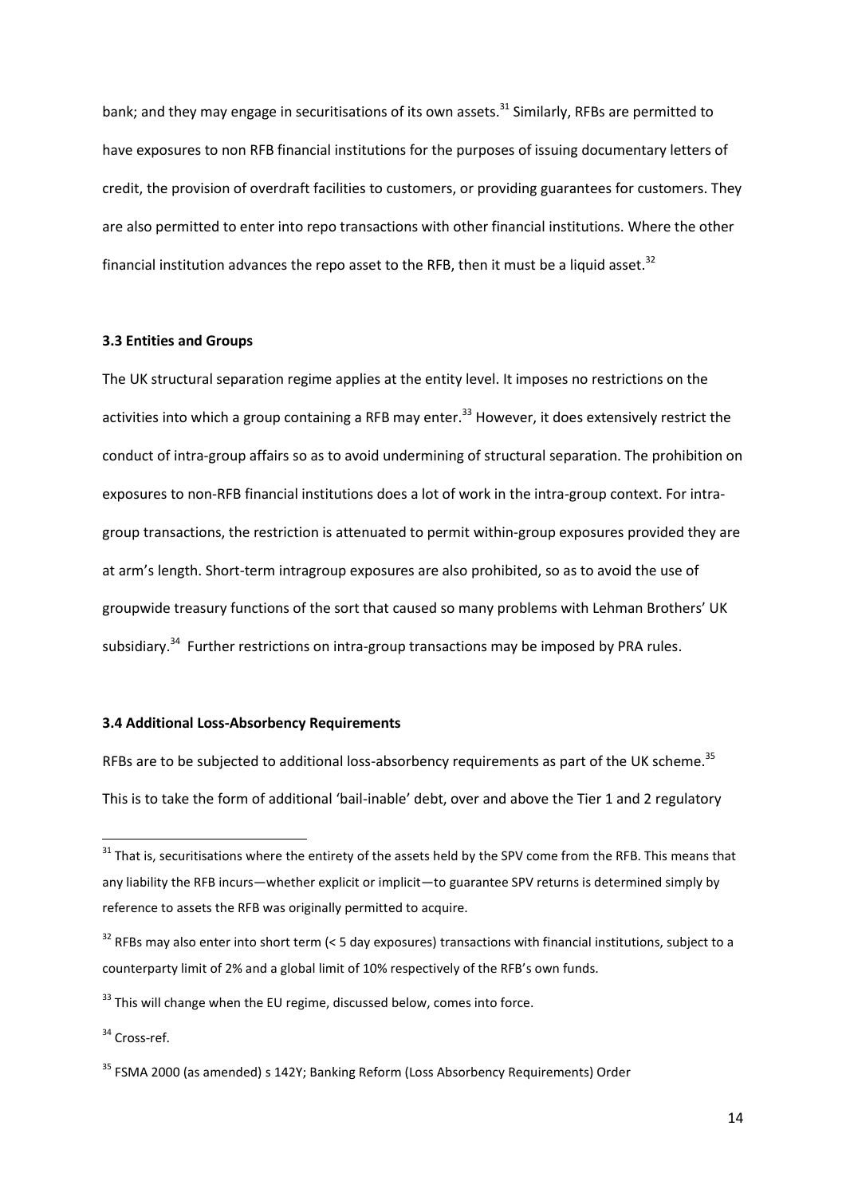bank; and they may engage in securitisations of its own assets.[31] Similarly, RFBs are permitted to have exposures to non RFB financial institutions for the purposes of issuing documentary letters of credit, the provision of overdraft facilities to customers, or providing guarantees for customers. They are also permitted to enter into repo transactions with other financial institutions. Where the other financial institution advances the repo asset to the RFB, then it must be a liquid asset.[32]

### 3.3 Entities and Groups

The UK structural separation regime applies at the entity level. It imposes no restrictions on the activities into which a group containing a RFB may enter.[33] However, it does extensively restrict the conduct of intra-group affairs so as to avoid undermining of structural separation. The prohibition on exposures to non-RFB financial institutions does a lot of work in the intra-group context. For intra-group transactions, the restriction is attenuated to permit within-group exposures provided they are at arm's length. Short-term intragroup exposures are also prohibited, so as to avoid the use of groupwide treasury functions of the sort that caused so many problems with Lehman Brothers' UK subsidiary.[34] Further restrictions on intra-group transactions may be imposed by PRA rules.

### 3.4 Additional Loss-Absorbency Requirements

RFBs are to be subjected to additional loss-absorbency requirements as part of the UK scheme.[35] This is to take the form of additional 'bail-inable' debt, over and above the Tier 1 and 2 regulatory

---

[31] That is, securitisations where the entirety of the assets held by the SPV come from the RFB. This means that any liability the RFB incurs—whether explicit or implicit—to guarantee SPV returns is determined simply by reference to assets the RFB was originally permitted to acquire.

[32] RFBs may also enter into short term (< 5 day exposures) transactions with financial institutions, subject to a counterparty limit of 2% and a global limit of 10% respectively of the RFB's own funds.

[33] This will change when the EU regime, discussed below, comes into force.

[34] Cross-ref.

[35] FSMA 2000 (as amended) s 142Y; Banking Reform (Loss Absorbency Requirements) Order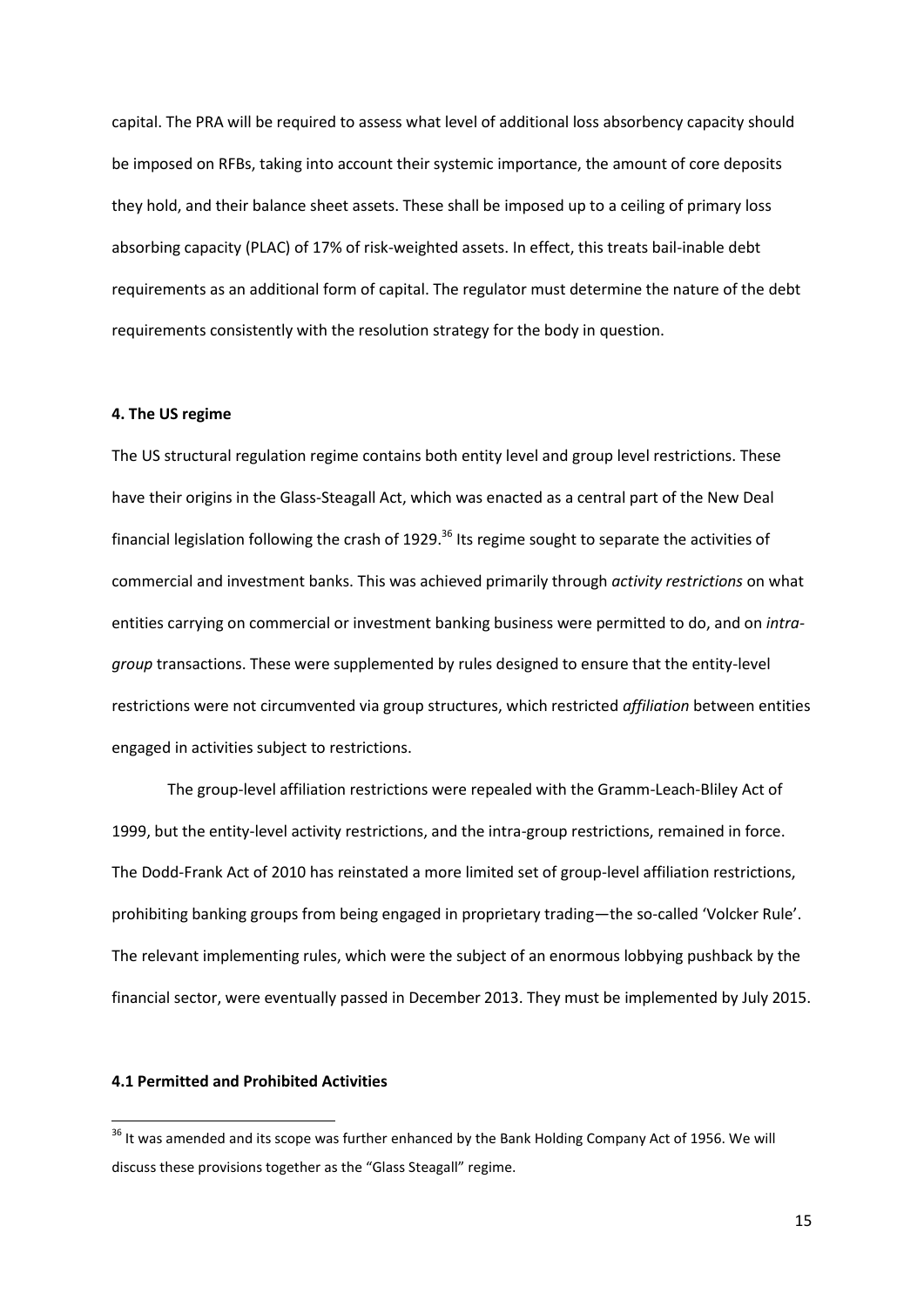capital. The PRA will be required to assess what level of additional loss absorbency capacity should be imposed on RFBs, taking into account their systemic importance, the amount of core deposits they hold, and their balance sheet assets. These shall be imposed up to a ceiling of primary loss absorbing capacity (PLAC) of 17% of risk-weighted assets. In effect, this treats bail-inable debt requirements as an additional form of capital. The regulator must determine the nature of the debt requirements consistently with the resolution strategy for the body in question.

#### 4. The US regime

The US structural regulation regime contains both entity level and group level restrictions. These have their origins in the Glass-Steagall Act, which was enacted as a central part of the New Deal financial legislation following the crash of 1929.[36] Its regime sought to separate the activities of commercial and investment banks. This was achieved primarily through *activity restrictions* on what entities carrying on commercial or investment banking business were permitted to do, and on *intra-group* transactions. These were supplemented by rules designed to ensure that the entity-level restrictions were not circumvented via group structures, which restricted *affiliation* between entities engaged in activities subject to restrictions.

The group-level affiliation restrictions were repealed with the Gramm-Leach-Bliley Act of 1999, but the entity-level activity restrictions, and the intra-group restrictions, remained in force. The Dodd-Frank Act of 2010 has reinstated a more limited set of group-level affiliation restrictions, prohibiting banking groups from being engaged in proprietary trading—the so-called 'Volcker Rule'. The relevant implementing rules, which were the subject of an enormous lobbying pushback by the financial sector, were eventually passed in December 2013. They must be implemented by July 2015.

#### 4.1 Permitted and Prohibited Activities

[36] It was amended and its scope was further enhanced by the Bank Holding Company Act of 1956. We will discuss these provisions together as the "Glass Steagall" regime.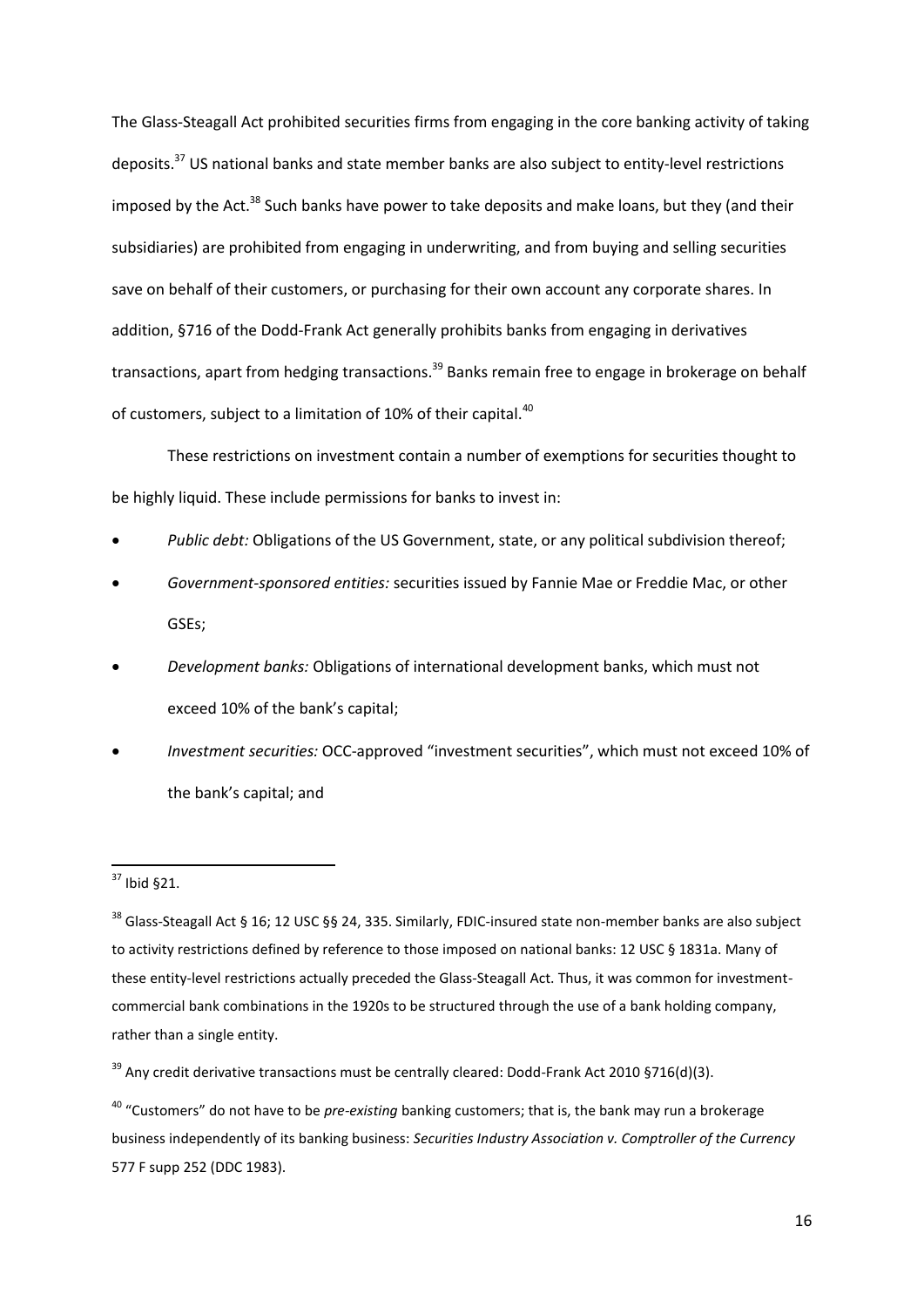The Glass-Steagall Act prohibited securities firms from engaging in the core banking activity of taking deposits.[37] US national banks and state member banks are also subject to entity-level restrictions imposed by the Act.[38] Such banks have power to take deposits and make loans, but they (and their subsidiaries) are prohibited from engaging in underwriting, and from buying and selling securities save on behalf of their customers, or purchasing for their own account any corporate shares. In addition, §716 of the Dodd-Frank Act generally prohibits banks from engaging in derivatives transactions, apart from hedging transactions.[39] Banks remain free to engage in brokerage on behalf of customers, subject to a limitation of 10% of their capital.[40]

These restrictions on investment contain a number of exemptions for securities thought to be highly liquid. These include permissions for banks to invest in:

- *Public debt:* Obligations of the US Government, state, or any political subdivision thereof;
- *Government-sponsored entities:* securities issued by Fannie Mae or Freddie Mac, or other GSEs;
- *Development banks:* Obligations of international development banks, which must not exceed 10% of the bank's capital;
- *Investment securities:* OCC-approved "investment securities", which must not exceed 10% of the bank's capital; and

---

[37] Ibid §21.

[38] Glass-Steagall Act § 16; 12 USC §§ 24, 335. Similarly, FDIC-insured state non-member banks are also subject to activity restrictions defined by reference to those imposed on national banks: 12 USC § 1831a. Many of these entity-level restrictions actually preceded the Glass-Steagall Act. Thus, it was common for investment-commercial bank combinations in the 1920s to be structured through the use of a bank holding company, rather than a single entity.

[39] Any credit derivative transactions must be centrally cleared: Dodd-Frank Act 2010 §716(d)(3).

[40] "Customers" do not have to be *pre-existing* banking customers; that is, the bank may run a brokerage business independently of its banking business: *Securities Industry Association v. Comptroller of the Currency* 577 F supp 252 (DDC 1983).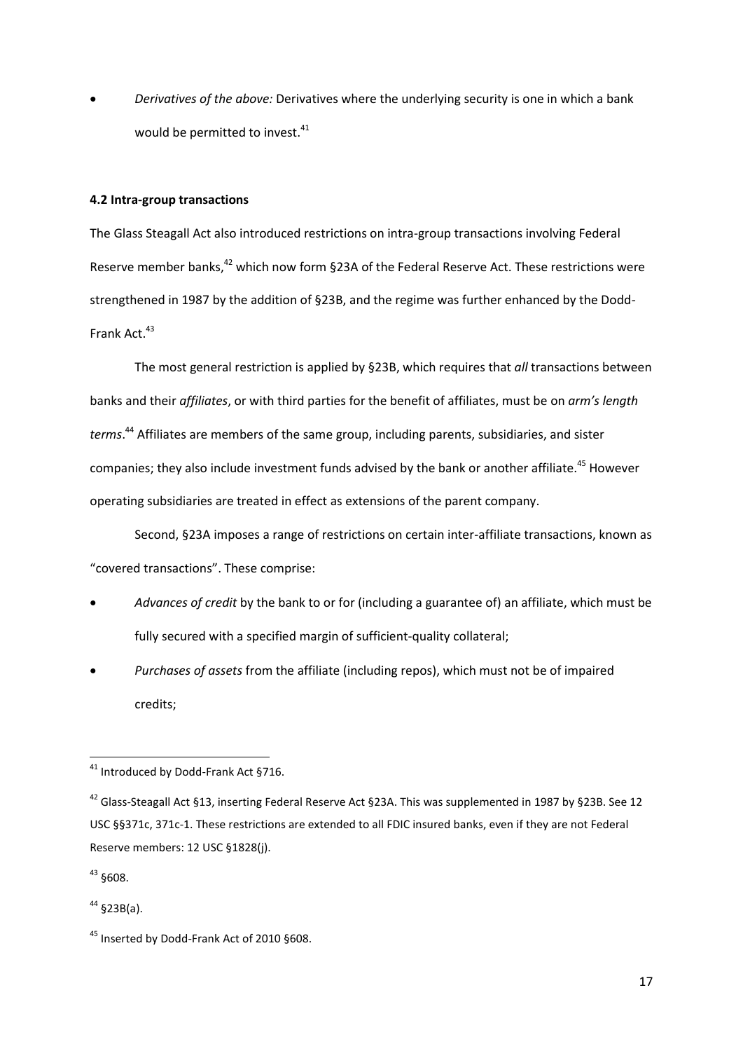- *Derivatives of the above:* Derivatives where the underlying security is one in which a bank would be permitted to invest.[41]

#### 4.2 Intra-group transactions

The Glass Steagall Act also introduced restrictions on intra-group transactions involving Federal Reserve member banks,[42] which now form §23A of the Federal Reserve Act. These restrictions were strengthened in 1987 by the addition of §23B, and the regime was further enhanced by the Dodd-Frank Act.[43]

The most general restriction is applied by §23B, which requires that *all* transactions between banks and their *affiliates*, or with third parties for the benefit of affiliates, must be on *arm's length terms*.[44] Affiliates are members of the same group, including parents, subsidiaries, and sister companies; they also include investment funds advised by the bank or another affiliate.[45] However operating subsidiaries are treated in effect as extensions of the parent company.

Second, §23A imposes a range of restrictions on certain inter-affiliate transactions, known as "covered transactions". These comprise:

- *Advances of credit* by the bank to or for (including a guarantee of) an affiliate, which must be fully secured with a specified margin of sufficient-quality collateral;
- *Purchases of assets* from the affiliate (including repos), which must not be of impaired credits;

---

[41] Introduced by Dodd-Frank Act §716.

[42] Glass-Steagall Act §13, inserting Federal Reserve Act §23A. This was supplemented in 1987 by §23B. See 12 USC §§371c, 371c-1. These restrictions are extended to all FDIC insured banks, even if they are not Federal Reserve members: 12 USC §1828(j).

[43] §608.

[44] §23B(a).

[45] Inserted by Dodd-Frank Act of 2010 §608.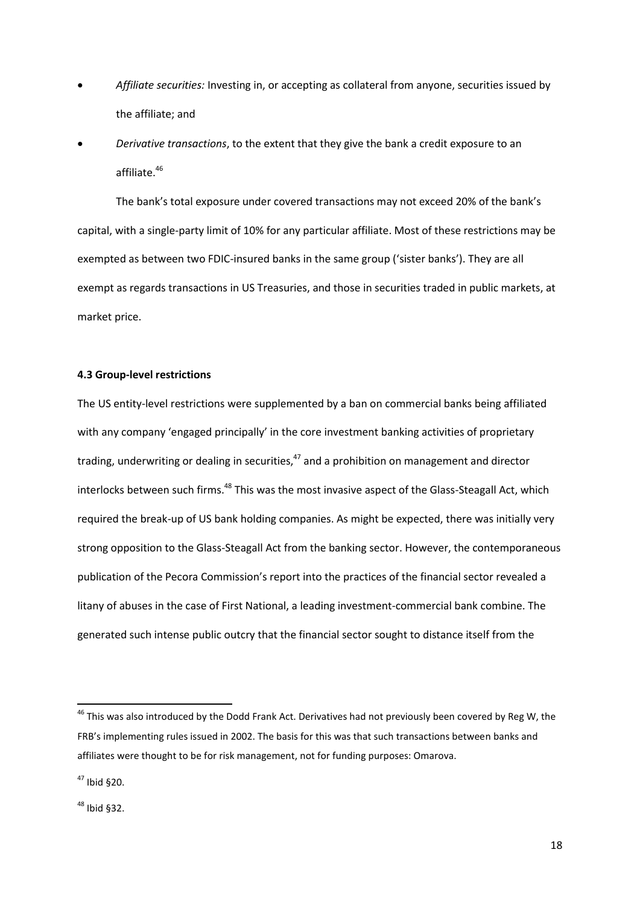- *Affiliate securities:* Investing in, or accepting as collateral from anyone, securities issued by the affiliate; and
- *Derivative transactions*, to the extent that they give the bank a credit exposure to an affiliate.[46]

The bank's total exposure under covered transactions may not exceed 20% of the bank's capital, with a single-party limit of 10% for any particular affiliate. Most of these restrictions may be exempted as between two FDIC-insured banks in the same group ('sister banks'). They are all exempt as regards transactions in US Treasuries, and those in securities traded in public markets, at market price.

**4.3 Group-level restrictions**

The US entity-level restrictions were supplemented by a ban on commercial banks being affiliated with any company 'engaged principally' in the core investment banking activities of proprietary trading, underwriting or dealing in securities,[47] and a prohibition on management and director interlocks between such firms.[48] This was the most invasive aspect of the Glass-Steagall Act, which required the break-up of US bank holding companies. As might be expected, there was initially very strong opposition to the Glass-Steagall Act from the banking sector. However, the contemporaneous publication of the Pecora Commission's report into the practices of the financial sector revealed a litany of abuses in the case of First National, a leading investment-commercial bank combine. The generated such intense public outcry that the financial sector sought to distance itself from the

---

[46] This was also introduced by the Dodd Frank Act. Derivatives had not previously been covered by Reg W, the FRB's implementing rules issued in 2002. The basis for this was that such transactions between banks and affiliates were thought to be for risk management, not for funding purposes: Omarova.

[47] Ibid §20.

[48] Ibid §32.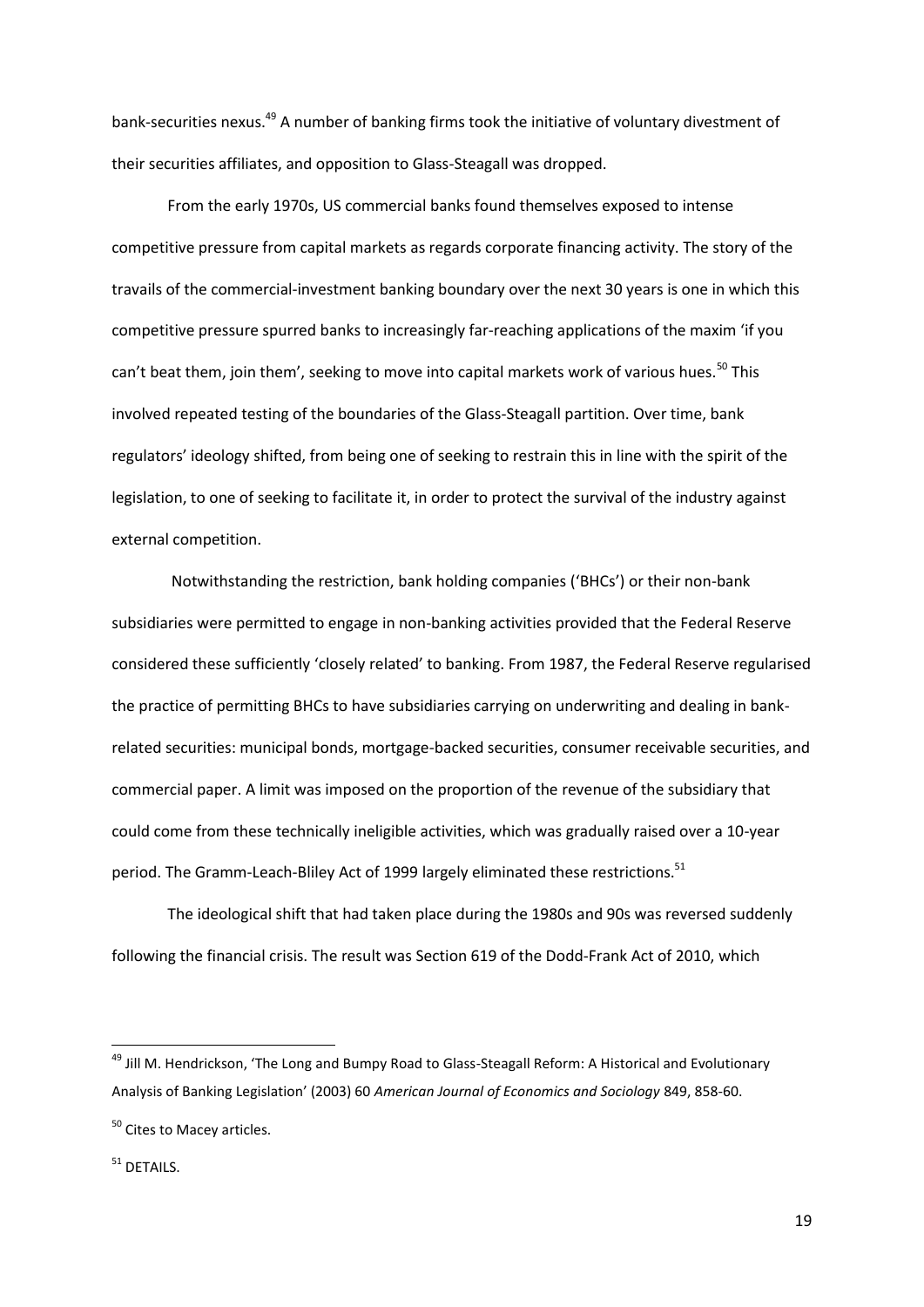bank-securities nexus.[49] A number of banking firms took the initiative of voluntary divestment of their securities affiliates, and opposition to Glass-Steagall was dropped.

From the early 1970s, US commercial banks found themselves exposed to intense competitive pressure from capital markets as regards corporate financing activity. The story of the travails of the commercial-investment banking boundary over the next 30 years is one in which this competitive pressure spurred banks to increasingly far-reaching applications of the maxim 'if you can't beat them, join them', seeking to move into capital markets work of various hues.[50] This involved repeated testing of the boundaries of the Glass-Steagall partition. Over time, bank regulators' ideology shifted, from being one of seeking to restrain this in line with the spirit of the legislation, to one of seeking to facilitate it, in order to protect the survival of the industry against external competition.

Notwithstanding the restriction, bank holding companies ('BHCs') or their non-bank subsidiaries were permitted to engage in non-banking activities provided that the Federal Reserve considered these sufficiently 'closely related' to banking. From 1987, the Federal Reserve regularised the practice of permitting BHCs to have subsidiaries carrying on underwriting and dealing in bank-related securities: municipal bonds, mortgage-backed securities, consumer receivable securities, and commercial paper. A limit was imposed on the proportion of the revenue of the subsidiary that could come from these technically ineligible activities, which was gradually raised over a 10-year period. The Gramm-Leach-Bliley Act of 1999 largely eliminated these restrictions.[51]

The ideological shift that had taken place during the 1980s and 90s was reversed suddenly following the financial crisis. The result was Section 619 of the Dodd-Frank Act of 2010, which

---

[49] Jill M. Hendrickson, 'The Long and Bumpy Road to Glass-Steagall Reform: A Historical and Evolutionary Analysis of Banking Legislation' (2003) 60 *American Journal of Economics and Sociology* 849, 858-60.

[50] Cites to Macey articles.

[51] DETAILS.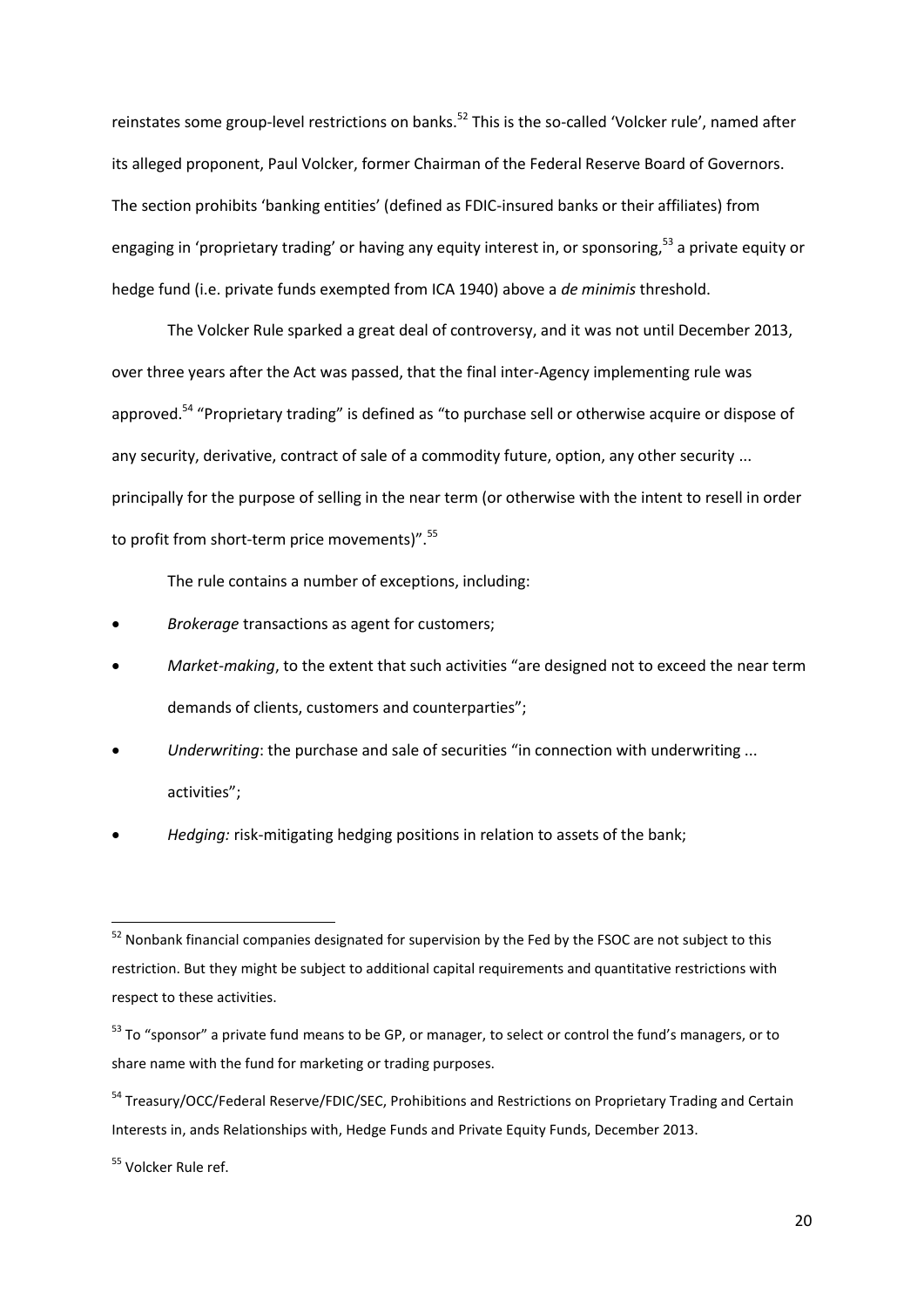reinstates some group-level restrictions on banks.[52] This is the so-called 'Volcker rule', named after its alleged proponent, Paul Volcker, former Chairman of the Federal Reserve Board of Governors. The section prohibits 'banking entities' (defined as FDIC-insured banks or their affiliates) from engaging in 'proprietary trading' or having any equity interest in, or sponsoring,[53] a private equity or hedge fund (i.e. private funds exempted from ICA 1940) above a *de minimis* threshold.

The Volcker Rule sparked a great deal of controversy, and it was not until December 2013, over three years after the Act was passed, that the final inter-Agency implementing rule was approved.[54] "Proprietary trading" is defined as "to purchase sell or otherwise acquire or dispose of any security, derivative, contract of sale of a commodity future, option, any other security ... principally for the purpose of selling in the near term (or otherwise with the intent to resell in order to profit from short-term price movements)".[55]

The rule contains a number of exceptions, including:

- *Brokerage* transactions as agent for customers;
- *Market-making*, to the extent that such activities "are designed not to exceed the near term demands of clients, customers and counterparties";
- *Underwriting*: the purchase and sale of securities "in connection with underwriting ... activities";
- *Hedging:* risk-mitigating hedging positions in relation to assets of the bank;

---

[52] Nonbank financial companies designated for supervision by the Fed by the FSOC are not subject to this restriction. But they might be subject to additional capital requirements and quantitative restrictions with respect to these activities.

[53] To "sponsor" a private fund means to be GP, or manager, to select or control the fund's managers, or to share name with the fund for marketing or trading purposes.

[54] Treasury/OCC/Federal Reserve/FDIC/SEC, Prohibitions and Restrictions on Proprietary Trading and Certain Interests in, ands Relationships with, Hedge Funds and Private Equity Funds, December 2013.

[55] Volcker Rule ref.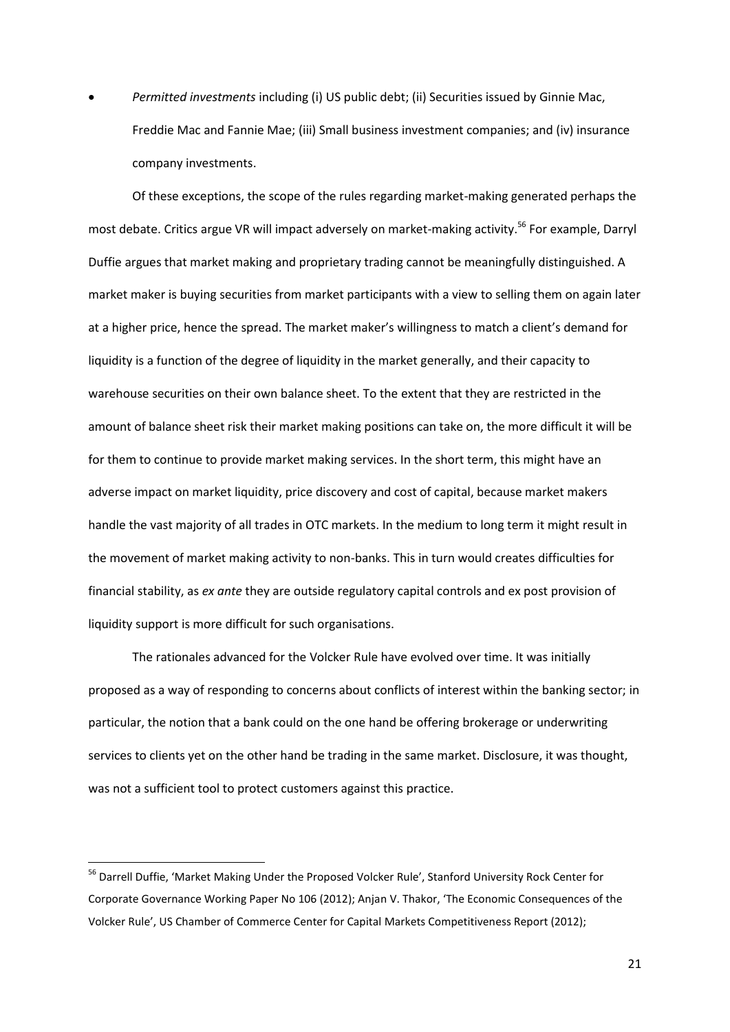- *Permitted investments* including (i) US public debt; (ii) Securities issued by Ginnie Mac, Freddie Mac and Fannie Mae; (iii) Small business investment companies; and (iv) insurance company investments.

Of these exceptions, the scope of the rules regarding market-making generated perhaps the most debate. Critics argue VR will impact adversely on market-making activity.[56] For example, Darryl Duffie argues that market making and proprietary trading cannot be meaningfully distinguished. A market maker is buying securities from market participants with a view to selling them on again later at a higher price, hence the spread. The market maker's willingness to match a client's demand for liquidity is a function of the degree of liquidity in the market generally, and their capacity to warehouse securities on their own balance sheet. To the extent that they are restricted in the amount of balance sheet risk their market making positions can take on, the more difficult it will be for them to continue to provide market making services. In the short term, this might have an adverse impact on market liquidity, price discovery and cost of capital, because market makers handle the vast majority of all trades in OTC markets. In the medium to long term it might result in the movement of market making activity to non-banks. This in turn would creates difficulties for financial stability, as *ex ante* they are outside regulatory capital controls and ex post provision of liquidity support is more difficult for such organisations.

The rationales advanced for the Volcker Rule have evolved over time. It was initially proposed as a way of responding to concerns about conflicts of interest within the banking sector; in particular, the notion that a bank could on the one hand be offering brokerage or underwriting services to clients yet on the other hand be trading in the same market. Disclosure, it was thought, was not a sufficient tool to protect customers against this practice.

---

[56] Darrell Duffie, 'Market Making Under the Proposed Volcker Rule', Stanford University Rock Center for Corporate Governance Working Paper No 106 (2012); Anjan V. Thakor, 'The Economic Consequences of the Volcker Rule', US Chamber of Commerce Center for Capital Markets Competitiveness Report (2012);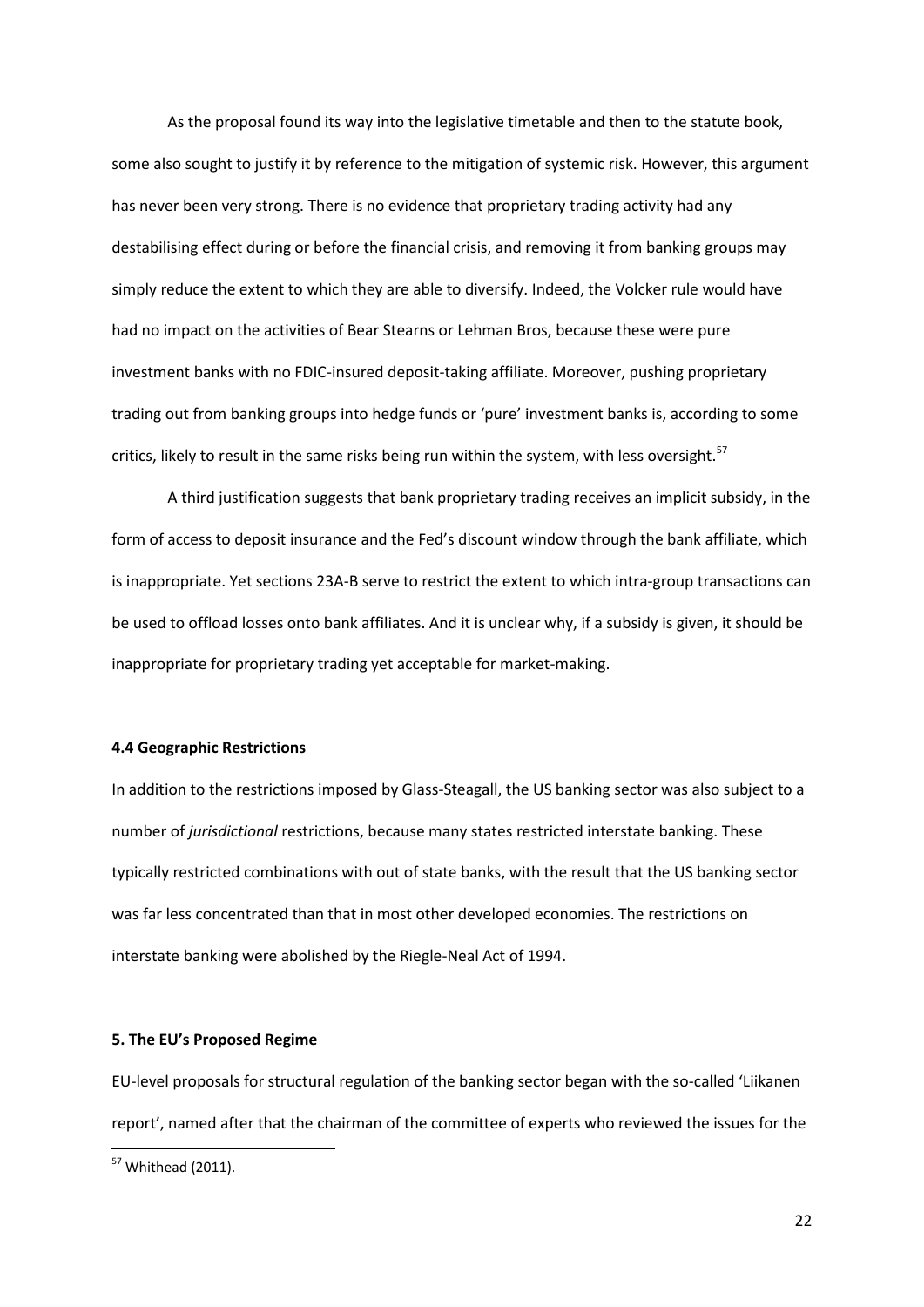As the proposal found its way into the legislative timetable and then to the statute book, some also sought to justify it by reference to the mitigation of systemic risk. However, this argument has never been very strong. There is no evidence that proprietary trading activity had any destabilising effect during or before the financial crisis, and removing it from banking groups may simply reduce the extent to which they are able to diversify. Indeed, the Volcker rule would have had no impact on the activities of Bear Stearns or Lehman Bros, because these were pure investment banks with no FDIC-insured deposit-taking affiliate. Moreover, pushing proprietary trading out from banking groups into hedge funds or 'pure' investment banks is, according to some critics, likely to result in the same risks being run within the system, with less oversight.[57]

A third justification suggests that bank proprietary trading receives an implicit subsidy, in the form of access to deposit insurance and the Fed's discount window through the bank affiliate, which is inappropriate. Yet sections 23A-B serve to restrict the extent to which intra-group transactions can be used to offload losses onto bank affiliates. And it is unclear why, if a subsidy is given, it should be inappropriate for proprietary trading yet acceptable for market-making.

#### 4.4 Geographic Restrictions

In addition to the restrictions imposed by Glass-Steagall, the US banking sector was also subject to a number of *jurisdictional* restrictions, because many states restricted interstate banking. These typically restricted combinations with out of state banks, with the result that the US banking sector was far less concentrated than that in most other developed economies. The restrictions on interstate banking were abolished by the Riegle-Neal Act of 1994.

### 5. The EU's Proposed Regime

EU-level proposals for structural regulation of the banking sector began with the so-called 'Liikanen report', named after that the chairman of the committee of experts who reviewed the issues for the

[57] Whithead (2011).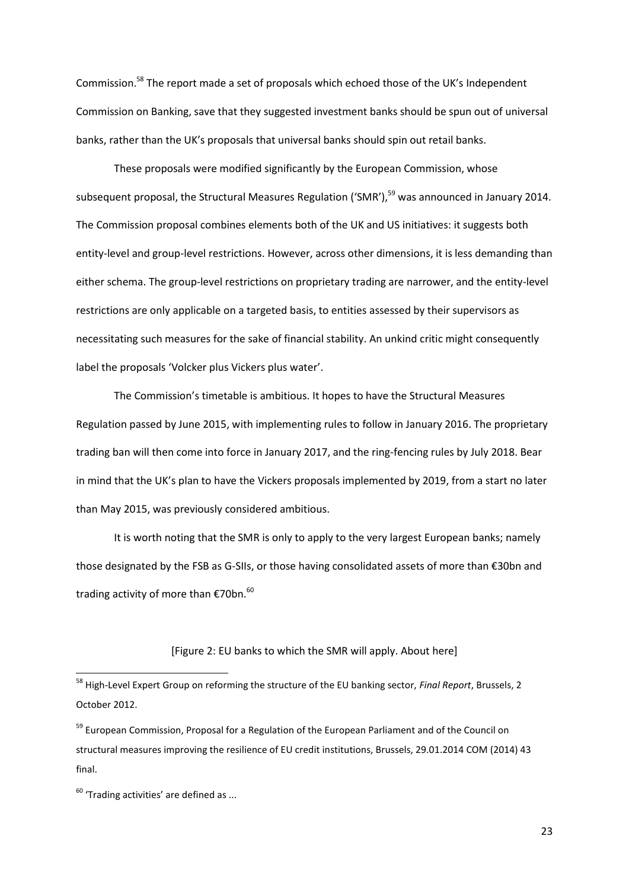Commission.[58] The report made a set of proposals which echoed those of the UK's Independent Commission on Banking, save that they suggested investment banks should be spun out of universal banks, rather than the UK's proposals that universal banks should spin out retail banks.

These proposals were modified significantly by the European Commission, whose subsequent proposal, the Structural Measures Regulation ('SMR'),[59] was announced in January 2014. The Commission proposal combines elements both of the UK and US initiatives: it suggests both entity-level and group-level restrictions. However, across other dimensions, it is less demanding than either schema. The group-level restrictions on proprietary trading are narrower, and the entity-level restrictions are only applicable on a targeted basis, to entities assessed by their supervisors as necessitating such measures for the sake of financial stability. An unkind critic might consequently label the proposals 'Volcker plus Vickers plus water'.

The Commission's timetable is ambitious. It hopes to have the Structural Measures Regulation passed by June 2015, with implementing rules to follow in January 2016. The proprietary trading ban will then come into force in January 2017, and the ring-fencing rules by July 2018. Bear in mind that the UK's plan to have the Vickers proposals implemented by 2019, from a start no later than May 2015, was previously considered ambitious.

It is worth noting that the SMR is only to apply to the very largest European banks; namely those designated by the FSB as G-SIIs, or those having consolidated assets of more than €30bn and trading activity of more than €70bn.[60]

[Figure 2: EU banks to which the SMR will apply. About here]

---

[58] High-Level Expert Group on reforming the structure of the EU banking sector, *Final Report*, Brussels, 2 October 2012.

[59] European Commission, Proposal for a Regulation of the European Parliament and of the Council on structural measures improving the resilience of EU credit institutions, Brussels, 29.01.2014 COM (2014) 43 final.

[60] 'Trading activities' are defined as ...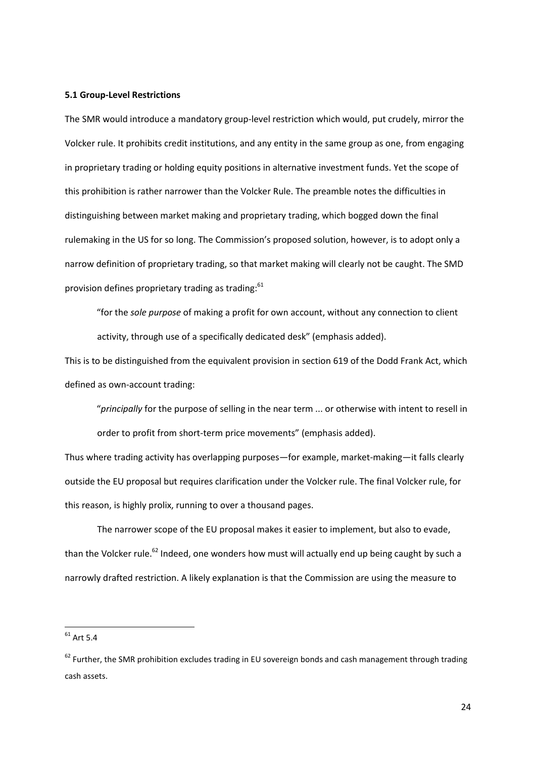**5.1 Group-Level Restrictions**

The SMR would introduce a mandatory group-level restriction which would, put crudely, mirror the Volcker rule. It prohibits credit institutions, and any entity in the same group as one, from engaging in proprietary trading or holding equity positions in alternative investment funds. Yet the scope of this prohibition is rather narrower than the Volcker Rule. The preamble notes the difficulties in distinguishing between market making and proprietary trading, which bogged down the final rulemaking in the US for so long. The Commission's proposed solution, however, is to adopt only a narrow definition of proprietary trading, so that market making will clearly not be caught. The SMD provision defines proprietary trading as trading:[61]

> "for the *sole purpose* of making a profit for own account, without any connection to client activity, through use of a specifically dedicated desk" (emphasis added).

This is to be distinguished from the equivalent provision in section 619 of the Dodd Frank Act, which defined as own-account trading:

> "*principally* for the purpose of selling in the near term ... or otherwise with intent to resell in order to profit from short-term price movements" (emphasis added).

Thus where trading activity has overlapping purposes—for example, market-making—it falls clearly outside the EU proposal but requires clarification under the Volcker rule. The final Volcker rule, for this reason, is highly prolix, running to over a thousand pages.

The narrower scope of the EU proposal makes it easier to implement, but also to evade, than the Volcker rule.[62] Indeed, one wonders how must will actually end up being caught by such a narrowly drafted restriction. A likely explanation is that the Commission are using the measure to

---

[61] Art 5.4

[62] Further, the SMR prohibition excludes trading in EU sovereign bonds and cash management through trading cash assets.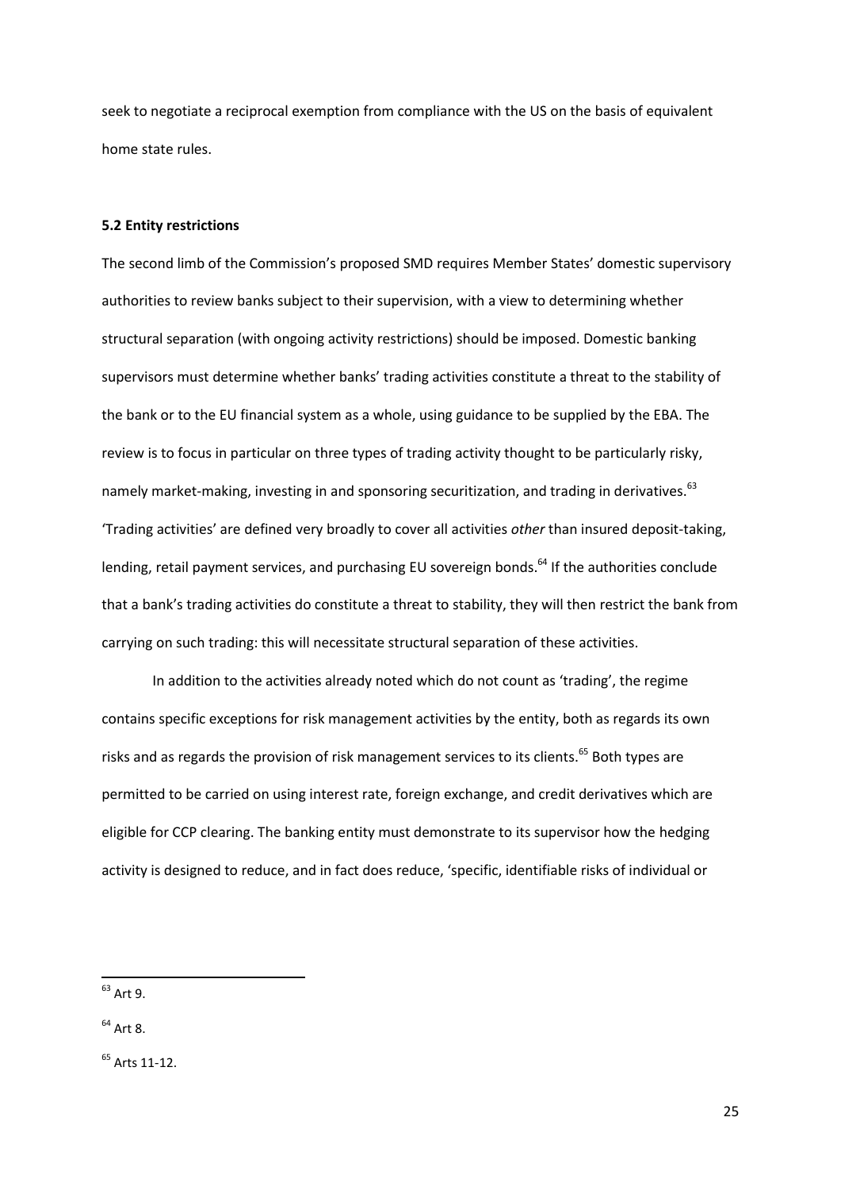seek to negotiate a reciprocal exemption from compliance with the US on the basis of equivalent home state rules.

### 5.2 Entity restrictions

The second limb of the Commission's proposed SMD requires Member States' domestic supervisory authorities to review banks subject to their supervision, with a view to determining whether structural separation (with ongoing activity restrictions) should be imposed. Domestic banking supervisors must determine whether banks' trading activities constitute a threat to the stability of the bank or to the EU financial system as a whole, using guidance to be supplied by the EBA. The review is to focus in particular on three types of trading activity thought to be particularly risky, namely market-making, investing in and sponsoring securitization, and trading in derivatives.[63] 'Trading activities' are defined very broadly to cover all activities *other* than insured deposit-taking, lending, retail payment services, and purchasing EU sovereign bonds.[64] If the authorities conclude that a bank's trading activities do constitute a threat to stability, they will then restrict the bank from carrying on such trading: this will necessitate structural separation of these activities.

In addition to the activities already noted which do not count as 'trading', the regime contains specific exceptions for risk management activities by the entity, both as regards its own risks and as regards the provision of risk management services to its clients.[65] Both types are permitted to be carried on using interest rate, foreign exchange, and credit derivatives which are eligible for CCP clearing. The banking entity must demonstrate to its supervisor how the hedging activity is designed to reduce, and in fact does reduce, 'specific, identifiable risks of individual or

---

[63] Art 9.

[64] Art 8.

[65] Arts 11-12.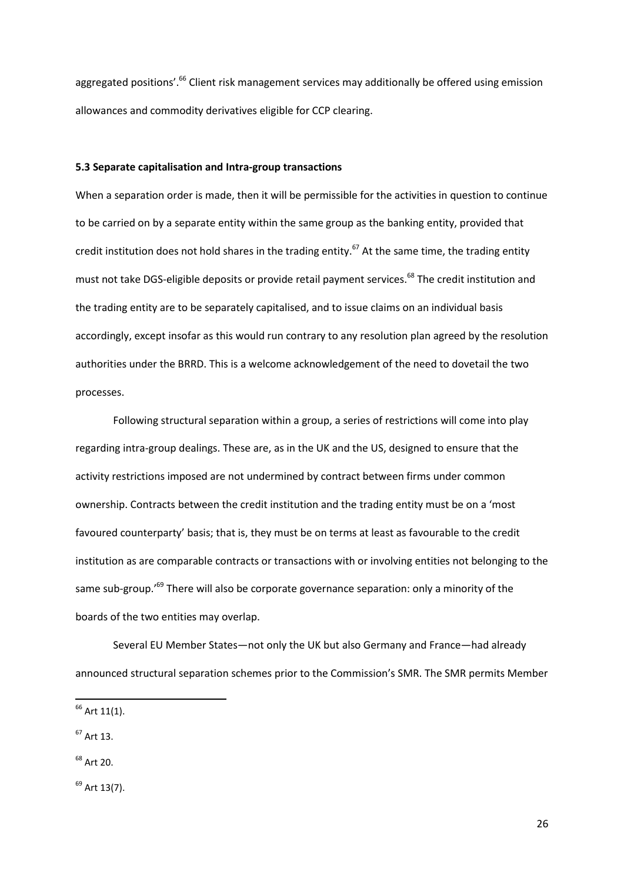aggregated positions'.[66] Client risk management services may additionally be offered using emission allowances and commodity derivatives eligible for CCP clearing.

### 5.3 Separate capitalisation and Intra-group transactions

When a separation order is made, then it will be permissible for the activities in question to continue to be carried on by a separate entity within the same group as the banking entity, provided that credit institution does not hold shares in the trading entity.[67] At the same time, the trading entity must not take DGS-eligible deposits or provide retail payment services.[68] The credit institution and the trading entity are to be separately capitalised, and to issue claims on an individual basis accordingly, except insofar as this would run contrary to any resolution plan agreed by the resolution authorities under the BRRD. This is a welcome acknowledgement of the need to dovetail the two processes.

Following structural separation within a group, a series of restrictions will come into play regarding intra-group dealings. These are, as in the UK and the US, designed to ensure that the activity restrictions imposed are not undermined by contract between firms under common ownership. Contracts between the credit institution and the trading entity must be on a 'most favoured counterparty' basis; that is, they must be on terms at least as favourable to the credit institution as are comparable contracts or transactions with or involving entities not belonging to the same sub-group.'[69] There will also be corporate governance separation: only a minority of the boards of the two entities may overlap.

Several EU Member States—not only the UK but also Germany and France—had already announced structural separation schemes prior to the Commission's SMR. The SMR permits Member

---

[66] Art 11(1).

[67] Art 13.

[68] Art 20.

[69] Art 13(7).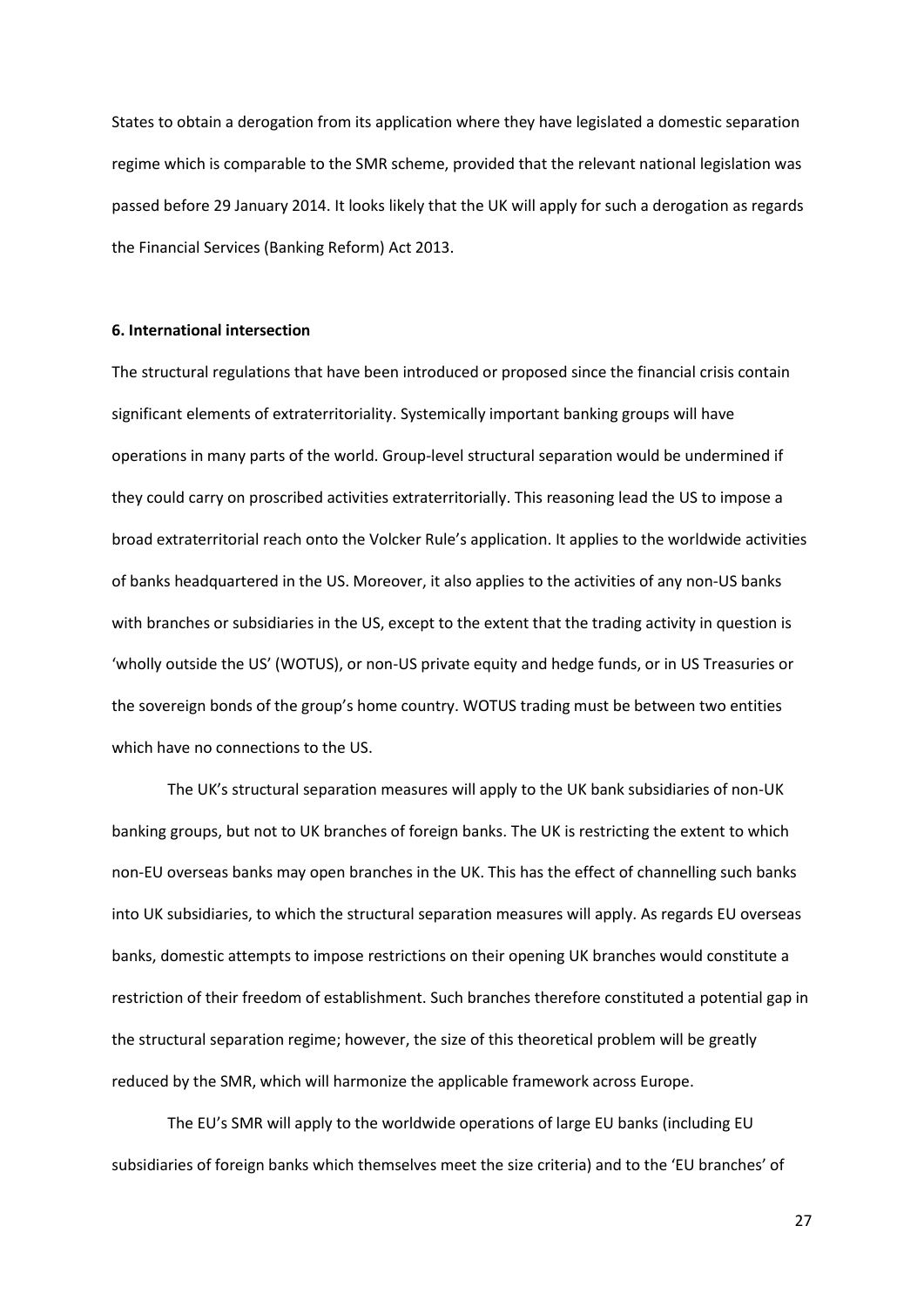States to obtain a derogation from its application where they have legislated a domestic separation regime which is comparable to the SMR scheme, provided that the relevant national legislation was passed before 29 January 2014. It looks likely that the UK will apply for such a derogation as regards the Financial Services (Banking Reform) Act 2013.

**6. International intersection**

The structural regulations that have been introduced or proposed since the financial crisis contain significant elements of extraterritoriality. Systemically important banking groups will have operations in many parts of the world. Group-level structural separation would be undermined if they could carry on proscribed activities extraterritorially. This reasoning lead the US to impose a broad extraterritorial reach onto the Volcker Rule's application. It applies to the worldwide activities of banks headquartered in the US. Moreover, it also applies to the activities of any non-US banks with branches or subsidiaries in the US, except to the extent that the trading activity in question is 'wholly outside the US' (WOTUS), or non-US private equity and hedge funds, or in US Treasuries or the sovereign bonds of the group's home country. WOTUS trading must be between two entities which have no connections to the US.

The UK's structural separation measures will apply to the UK bank subsidiaries of non-UK banking groups, but not to UK branches of foreign banks. The UK is restricting the extent to which non-EU overseas banks may open branches in the UK. This has the effect of channelling such banks into UK subsidiaries, to which the structural separation measures will apply. As regards EU overseas banks, domestic attempts to impose restrictions on their opening UK branches would constitute a restriction of their freedom of establishment. Such branches therefore constituted a potential gap in the structural separation regime; however, the size of this theoretical problem will be greatly reduced by the SMR, which will harmonize the applicable framework across Europe.

The EU's SMR will apply to the worldwide operations of large EU banks (including EU subsidiaries of foreign banks which themselves meet the size criteria) and to the 'EU branches' of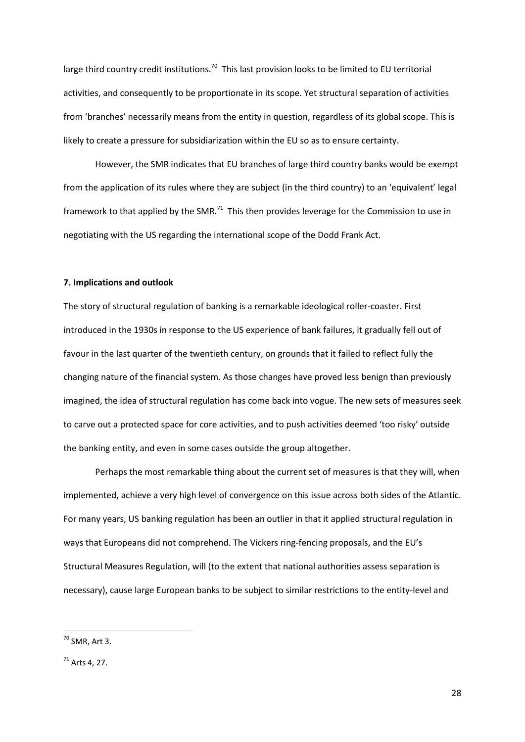large third country credit institutions.[70] This last provision looks to be limited to EU territorial activities, and consequently to be proportionate in its scope. Yet structural separation of activities from 'branches' necessarily means from the entity in question, regardless of its global scope. This is likely to create a pressure for subsidiarization within the EU so as to ensure certainty.

However, the SMR indicates that EU branches of large third country banks would be exempt from the application of its rules where they are subject (in the third country) to an 'equivalent' legal framework to that applied by the SMR.[71] This then provides leverage for the Commission to use in negotiating with the US regarding the international scope of the Dodd Frank Act.

**7. Implications and outlook**

The story of structural regulation of banking is a remarkable ideological roller-coaster. First introduced in the 1930s in response to the US experience of bank failures, it gradually fell out of favour in the last quarter of the twentieth century, on grounds that it failed to reflect fully the changing nature of the financial system. As those changes have proved less benign than previously imagined, the idea of structural regulation has come back into vogue. The new sets of measures seek to carve out a protected space for core activities, and to push activities deemed 'too risky' outside the banking entity, and even in some cases outside the group altogether.

Perhaps the most remarkable thing about the current set of measures is that they will, when implemented, achieve a very high level of convergence on this issue across both sides of the Atlantic. For many years, US banking regulation has been an outlier in that it applied structural regulation in ways that Europeans did not comprehend. The Vickers ring-fencing proposals, and the EU's Structural Measures Regulation, will (to the extent that national authorities assess separation is necessary), cause large European banks to be subject to similar restrictions to the entity-level and

---

[70] SMR, Art 3.

[71] Arts 4, 27.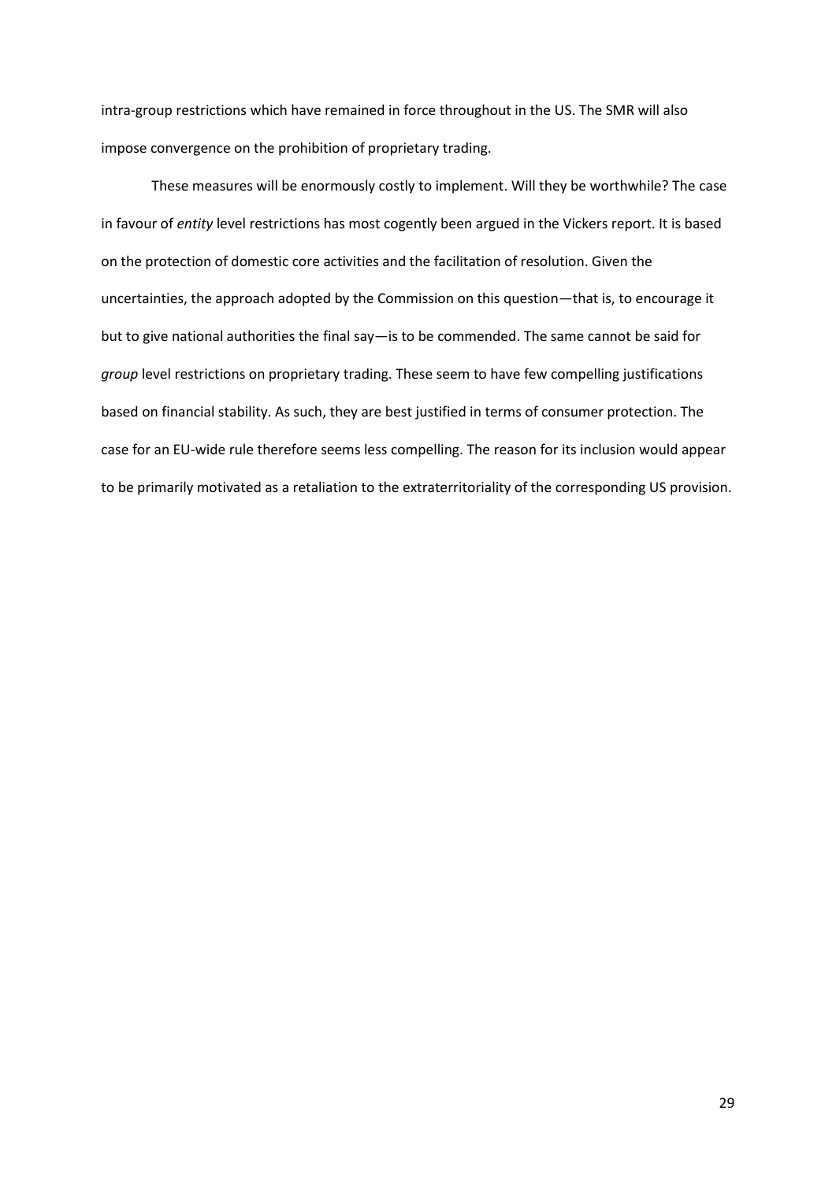intra-group restrictions which have remained in force throughout in the US. The SMR will also impose convergence on the prohibition of proprietary trading.

These measures will be enormously costly to implement. Will they be worthwhile? The case in favour of *entity* level restrictions has most cogently been argued in the Vickers report. It is based on the protection of domestic core activities and the facilitation of resolution. Given the uncertainties, the approach adopted by the Commission on this question—that is, to encourage it but to give national authorities the final say—is to be commended. The same cannot be said for *group* level restrictions on proprietary trading. These seem to have few compelling justifications based on financial stability. As such, they are best justified in terms of consumer protection. The case for an EU-wide rule therefore seems less compelling. The reason for its inclusion would appear to be primarily motivated as a retaliation to the extraterritoriality of the corresponding US provision.